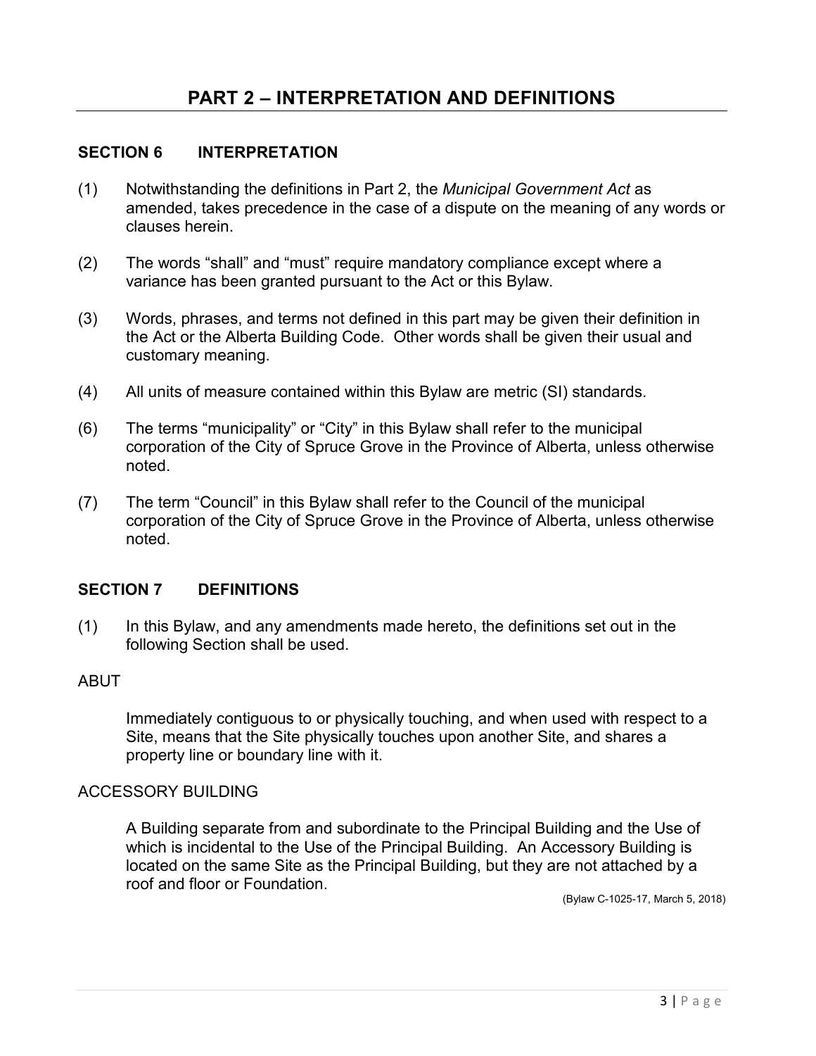# PART 2 – INTERPRETATION AND DEFINITIONS

## SECTION 6 INTERPRETATION

(1) Notwithstanding the definitions in Part 2, the *Municipal Government Act* as amended, takes precedence in the case of a dispute on the meaning of any words or clauses herein.

(2) The words "shall" and "must" require mandatory compliance except where a variance has been granted pursuant to the Act or this Bylaw.

(3) Words, phrases, and terms not defined in this part may be given their definition in the Act or the Alberta Building Code. Other words shall be given their usual and customary meaning.

(4) All units of measure contained within this Bylaw are metric (SI) standards.

(6) The terms "municipality" or "City" in this Bylaw shall refer to the municipal corporation of the City of Spruce Grove in the Province of Alberta, unless otherwise noted.

(7) The term "Council" in this Bylaw shall refer to the Council of the municipal corporation of the City of Spruce Grove in the Province of Alberta, unless otherwise noted.

## SECTION 7 DEFINITIONS

(1) In this Bylaw, and any amendments made hereto, the definitions set out in the following Section shall be used.

ABUT

Immediately contiguous to or physically touching, and when used with respect to a Site, means that the Site physically touches upon another Site, and shares a property line or boundary line with it.

ACCESSORY BUILDING

A Building separate from and subordinate to the Principal Building and the Use of which is incidental to the Use of the Principal Building. An Accessory Building is located on the same Site as the Principal Building, but they are not attached by a roof and floor or Foundation.

(Bylaw C-1025-17, March 5, 2018)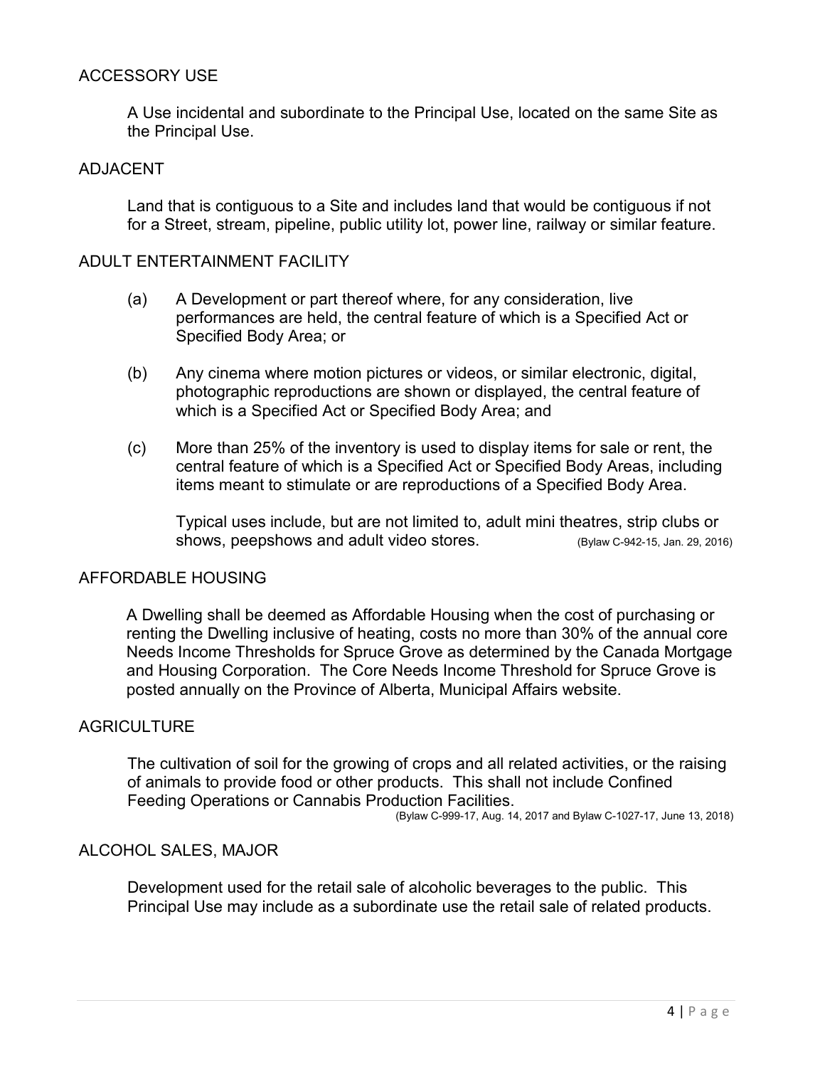## ACCESSORY USE

A Use incidental and subordinate to the Principal Use, located on the same Site as the Principal Use.

## ADJACENT

Land that is contiguous to a Site and includes land that would be contiguous if not for a Street, stream, pipeline, public utility lot, power line, railway or similar feature.

## ADULT ENTERTAINMENT FACILITY

(a) A Development or part thereof where, for any consideration, live performances are held, the central feature of which is a Specified Act or Specified Body Area; or

(b) Any cinema where motion pictures or videos, or similar electronic, digital, photographic reproductions are shown or displayed, the central feature of which is a Specified Act or Specified Body Area; and

(c) More than 25% of the inventory is used to display items for sale or rent, the central feature of which is a Specified Act or Specified Body Areas, including items meant to stimulate or are reproductions of a Specified Body Area.

Typical uses include, but are not limited to, adult mini theatres, strip clubs or shows, peepshows and adult video stores. (Bylaw C-942-15, Jan. 29, 2016)

## AFFORDABLE HOUSING

A Dwelling shall be deemed as Affordable Housing when the cost of purchasing or renting the Dwelling inclusive of heating, costs no more than 30% of the annual core Needs Income Thresholds for Spruce Grove as determined by the Canada Mortgage and Housing Corporation. The Core Needs Income Threshold for Spruce Grove is posted annually on the Province of Alberta, Municipal Affairs website.

## AGRICULTURE

The cultivation of soil for the growing of crops and all related activities, or the raising of animals to provide food or other products. This shall not include Confined Feeding Operations or Cannabis Production Facilities.

(Bylaw C-999-17, Aug. 14, 2017 and Bylaw C-1027-17, June 13, 2018)

## ALCOHOL SALES, MAJOR

Development used for the retail sale of alcoholic beverages to the public. This Principal Use may include as a subordinate use the retail sale of related products.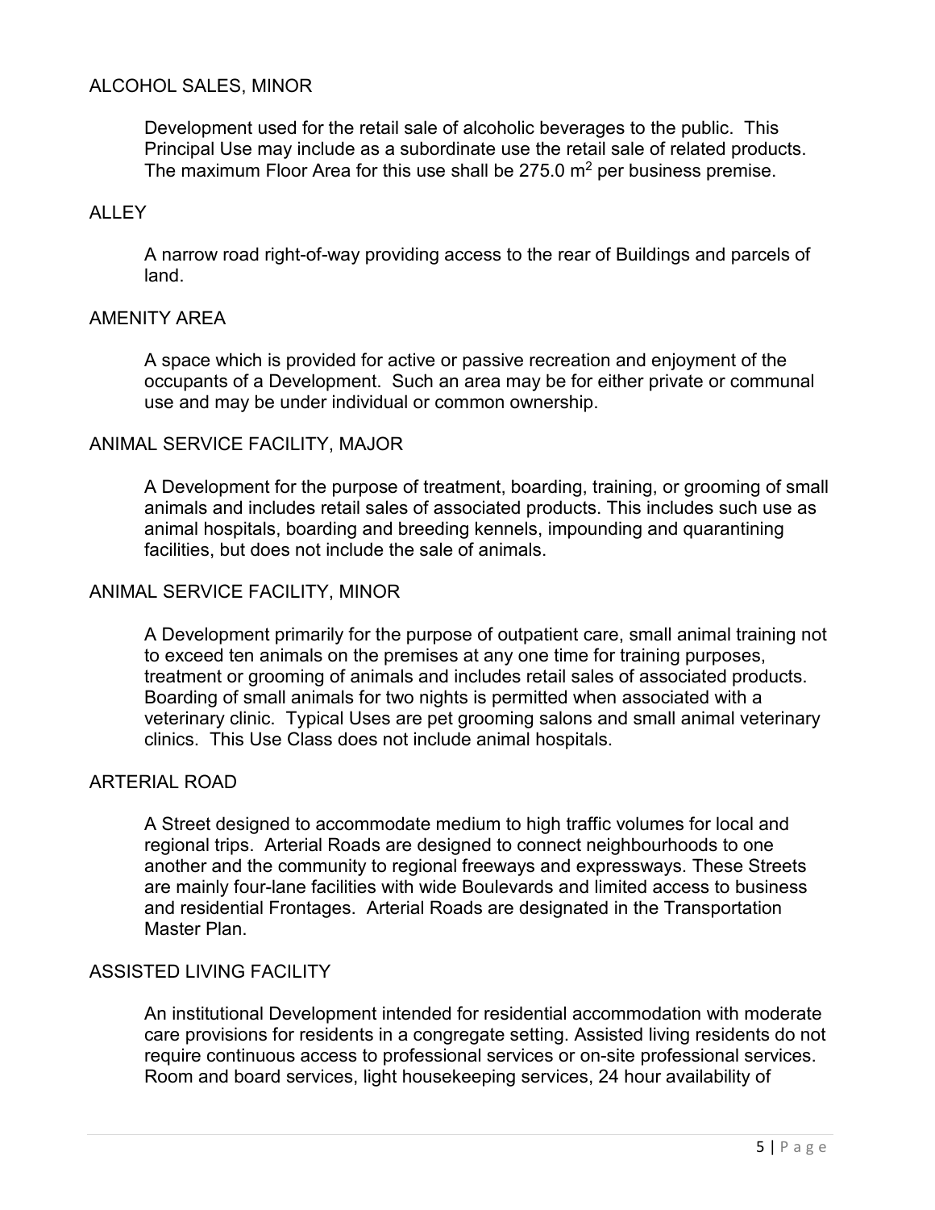## ALCOHOL SALES, MINOR

Development used for the retail sale of alcoholic beverages to the public. This Principal Use may include as a subordinate use the retail sale of related products. The maximum Floor Area for this use shall be 275.0 $m^2$ per business premise.

## ALLEY

A narrow road right-of-way providing access to the rear of Buildings and parcels of land.

## AMENITY AREA

A space which is provided for active or passive recreation and enjoyment of the occupants of a Development. Such an area may be for either private or communal use and may be under individual or common ownership.

## ANIMAL SERVICE FACILITY, MAJOR

A Development for the purpose of treatment, boarding, training, or grooming of small animals and includes retail sales of associated products. This includes such use as animal hospitals, boarding and breeding kennels, impounding and quarantining facilities, but does not include the sale of animals.

## ANIMAL SERVICE FACILITY, MINOR

A Development primarily for the purpose of outpatient care, small animal training not to exceed ten animals on the premises at any one time for training purposes, treatment or grooming of animals and includes retail sales of associated products. Boarding of small animals for two nights is permitted when associated with a veterinary clinic. Typical Uses are pet grooming salons and small animal veterinary clinics. This Use Class does not include animal hospitals.

## ARTERIAL ROAD

A Street designed to accommodate medium to high traffic volumes for local and regional trips. Arterial Roads are designed to connect neighbourhoods to one another and the community to regional freeways and expressways. These Streets are mainly four-lane facilities with wide Boulevards and limited access to business and residential Frontages. Arterial Roads are designated in the Transportation Master Plan.

## ASSISTED LIVING FACILITY

An institutional Development intended for residential accommodation with moderate care provisions for residents in a congregate setting. Assisted living residents do not require continuous access to professional services or on-site professional services. Room and board services, light housekeeping services, 24 hour availability of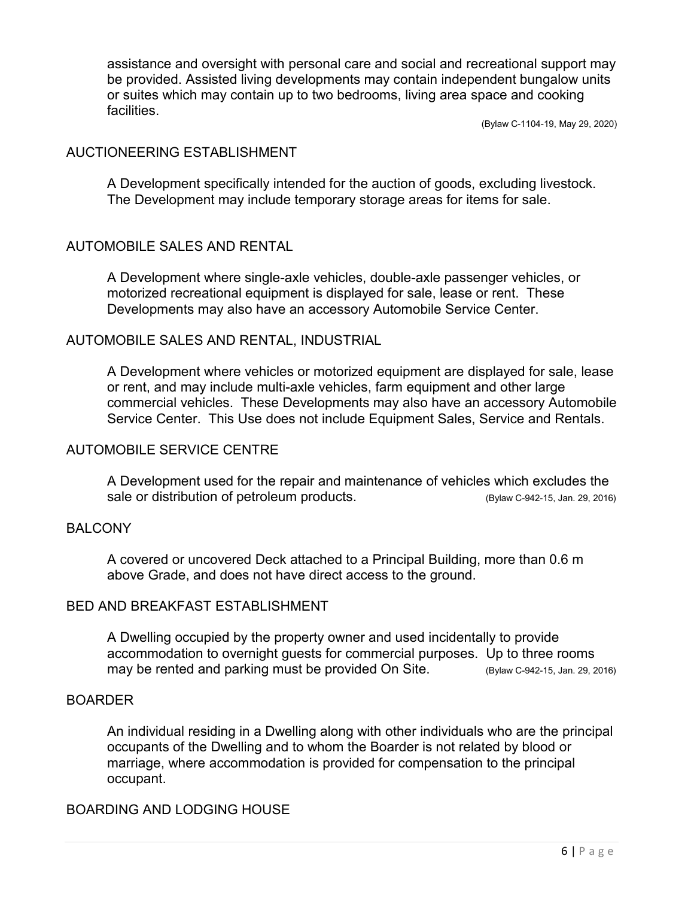assistance and oversight with personal care and social and recreational support may be provided. Assisted living developments may contain independent bungalow units or suites which may contain up to two bedrooms, living area space and cooking facilities.

(Bylaw C-1104-19, May 29, 2020)

## AUCTIONEERING ESTABLISHMENT

A Development specifically intended for the auction of goods, excluding livestock. The Development may include temporary storage areas for items for sale.

## AUTOMOBILE SALES AND RENTAL

A Development where single-axle vehicles, double-axle passenger vehicles, or motorized recreational equipment is displayed for sale, lease or rent. These Developments may also have an accessory Automobile Service Center.

## AUTOMOBILE SALES AND RENTAL, INDUSTRIAL

A Development where vehicles or motorized equipment are displayed for sale, lease or rent, and may include multi-axle vehicles, farm equipment and other large commercial vehicles. These Developments may also have an accessory Automobile Service Center. This Use does not include Equipment Sales, Service and Rentals.

## AUTOMOBILE SERVICE CENTRE

A Development used for the repair and maintenance of vehicles which excludes the sale or distribution of petroleum products. (Bylaw C-942-15, Jan. 29, 2016)

## BALCONY

A covered or uncovered Deck attached to a Principal Building, more than 0.6 m above Grade, and does not have direct access to the ground.

## BED AND BREAKFAST ESTABLISHMENT

A Dwelling occupied by the property owner and used incidentally to provide accommodation to overnight guests for commercial purposes. Up to three rooms may be rented and parking must be provided On Site. (Bylaw C-942-15, Jan. 29, 2016)

## BOARDER

An individual residing in a Dwelling along with other individuals who are the principal occupants of the Dwelling and to whom the Boarder is not related by blood or marriage, where accommodation is provided for compensation to the principal occupant.

## BOARDING AND LODGING HOUSE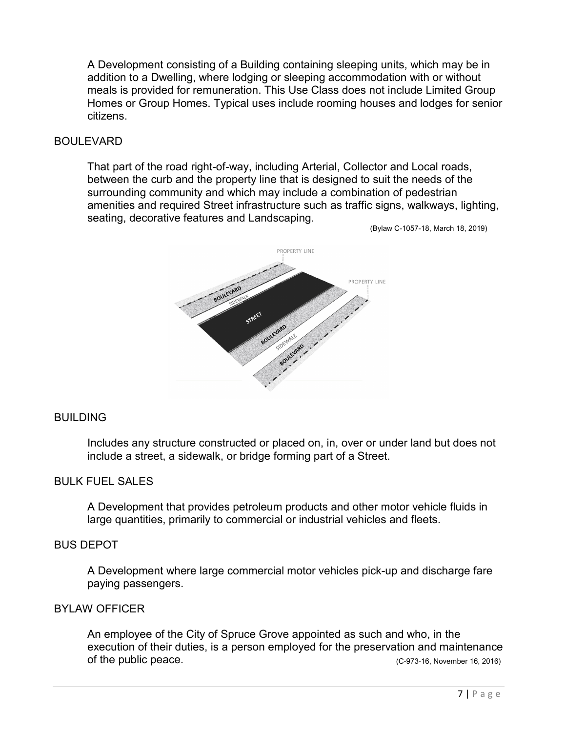A Development consisting of a Building containing sleeping units, which may be in addition to a Dwelling, where lodging or sleeping accommodation with or without meals is provided for remuneration. This Use Class does not include Limited Group Homes or Group Homes. Typical uses include rooming houses and lodges for senior citizens.

## BOULEVARD

That part of the road right-of-way, including Arterial, Collector and Local roads, between the curb and the property line that is designed to suit the needs of the surrounding community and which may include a combination of pedestrian amenities and required Street infrastructure such as traffic signs, walkways, lighting, seating, decorative features and Landscaping.

(Bylaw C-1057-18, March 18, 2019)

## BUILDING

Includes any structure constructed or placed on, in, over or under land but does not include a street, a sidewalk, or bridge forming part of a Street.

## BULK FUEL SALES

A Development that provides petroleum products and other motor vehicle fluids in large quantities, primarily to commercial or industrial vehicles and fleets.

## BUS DEPOT

A Development where large commercial motor vehicles pick-up and discharge fare paying passengers.

## BYLAW OFFICER

An employee of the City of Spruce Grove appointed as such and who, in the execution of their duties, is a person employed for the preservation and maintenance of the public peace. (C-973-16, November 16, 2016)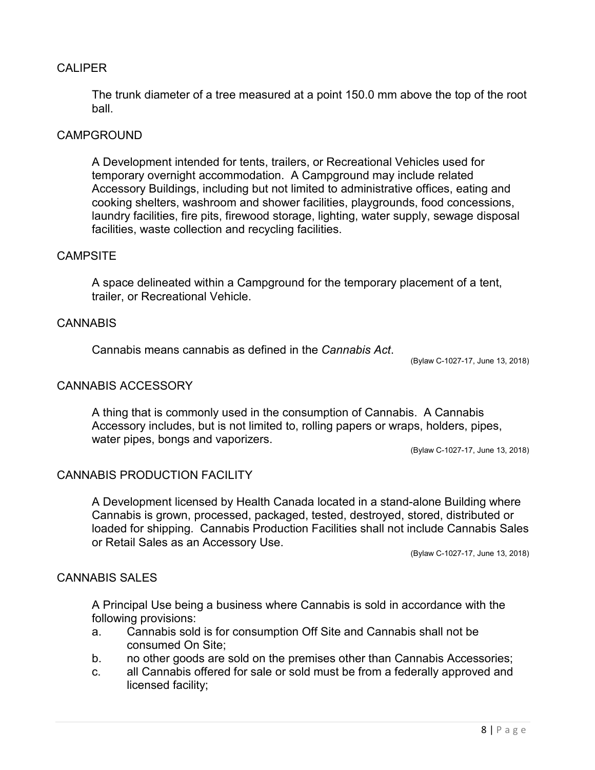## CALIPER

The trunk diameter of a tree measured at a point 150.0 mm above the top of the root ball.

## CAMPGROUND

A Development intended for tents, trailers, or Recreational Vehicles used for temporary overnight accommodation. A Campground may include related Accessory Buildings, including but not limited to administrative offices, eating and cooking shelters, washroom and shower facilities, playgrounds, food concessions, laundry facilities, fire pits, firewood storage, lighting, water supply, sewage disposal facilities, waste collection and recycling facilities.

## CAMPSITE

A space delineated within a Campground for the temporary placement of a tent, trailer, or Recreational Vehicle.

## CANNABIS

Cannabis means cannabis as defined in the *Cannabis Act*.

(Bylaw C-1027-17, June 13, 2018)

## CANNABIS ACCESSORY

A thing that is commonly used in the consumption of Cannabis. A Cannabis Accessory includes, but is not limited to, rolling papers or wraps, holders, pipes, water pipes, bongs and vaporizers.

(Bylaw C-1027-17, June 13, 2018)

## CANNABIS PRODUCTION FACILITY

A Development licensed by Health Canada located in a stand-alone Building where Cannabis is grown, processed, packaged, tested, destroyed, stored, distributed or loaded for shipping. Cannabis Production Facilities shall not include Cannabis Sales or Retail Sales as an Accessory Use.

(Bylaw C-1027-17, June 13, 2018)

## CANNABIS SALES

A Principal Use being a business where Cannabis is sold in accordance with the following provisions:

a. Cannabis sold is for consumption Off Site and Cannabis shall not be consumed On Site;
b. no other goods are sold on the premises other than Cannabis Accessories;
c. all Cannabis offered for sale or sold must be from a federally approved and licensed facility;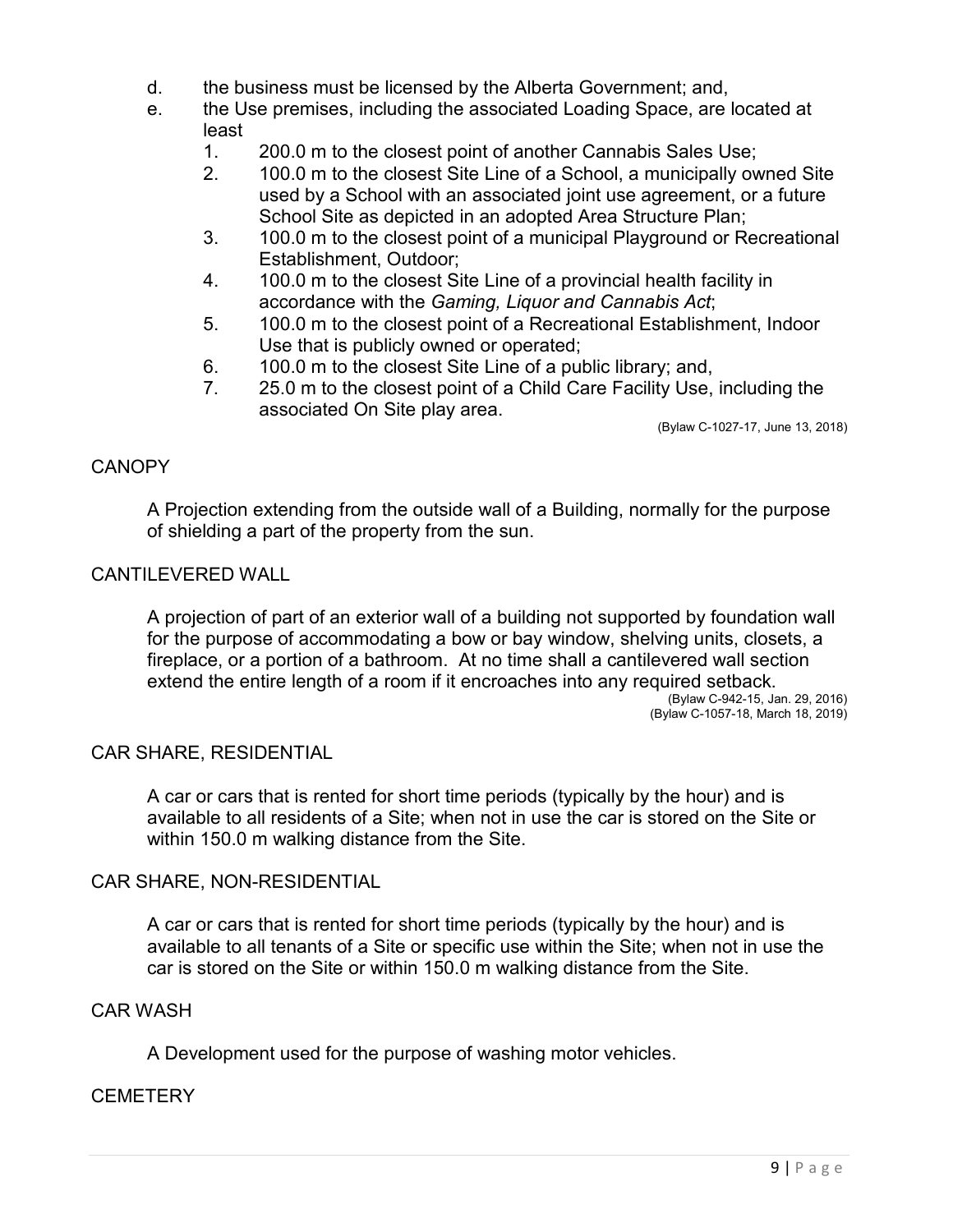d. the business must be licensed by the Alberta Government; and,

e. the Use premises, including the associated Loading Space, are located at least
   1. 200.0 m to the closest point of another Cannabis Sales Use;
   2. 100.0 m to the closest Site Line of a School, a municipally owned Site used by a School with an associated joint use agreement, or a future School Site as depicted in an adopted Area Structure Plan;
   3. 100.0 m to the closest point of a municipal Playground or Recreational Establishment, Outdoor;
   4. 100.0 m to the closest Site Line of a provincial health facility in accordance with the *Gaming, Liquor and Cannabis Act*;
   5. 100.0 m to the closest point of a Recreational Establishment, Indoor Use that is publicly owned or operated;
   6. 100.0 m to the closest Site Line of a public library; and,
   7. 25.0 m to the closest point of a Child Care Facility Use, including the associated On Site play area.

(Bylaw C-1027-17, June 13, 2018)

## CANOPY

A Projection extending from the outside wall of a Building, normally for the purpose of shielding a part of the property from the sun.

## CANTILEVERED WALL

A projection of part of an exterior wall of a building not supported by foundation wall for the purpose of accommodating a bow or bay window, shelving units, closets, a fireplace, or a portion of a bathroom. At no time shall a cantilevered wall section extend the entire length of a room if it encroaches into any required setback.

(Bylaw C-942-15, Jan. 29, 2016)
(Bylaw C-1057-18, March 18, 2019)

## CAR SHARE, RESIDENTIAL

A car or cars that is rented for short time periods (typically by the hour) and is available to all residents of a Site; when not in use the car is stored on the Site or within 150.0 m walking distance from the Site.

## CAR SHARE, NON-RESIDENTIAL

A car or cars that is rented for short time periods (typically by the hour) and is available to all tenants of a Site or specific use within the Site; when not in use the car is stored on the Site or within 150.0 m walking distance from the Site.

## CAR WASH

A Development used for the purpose of washing motor vehicles.

## CEMETERY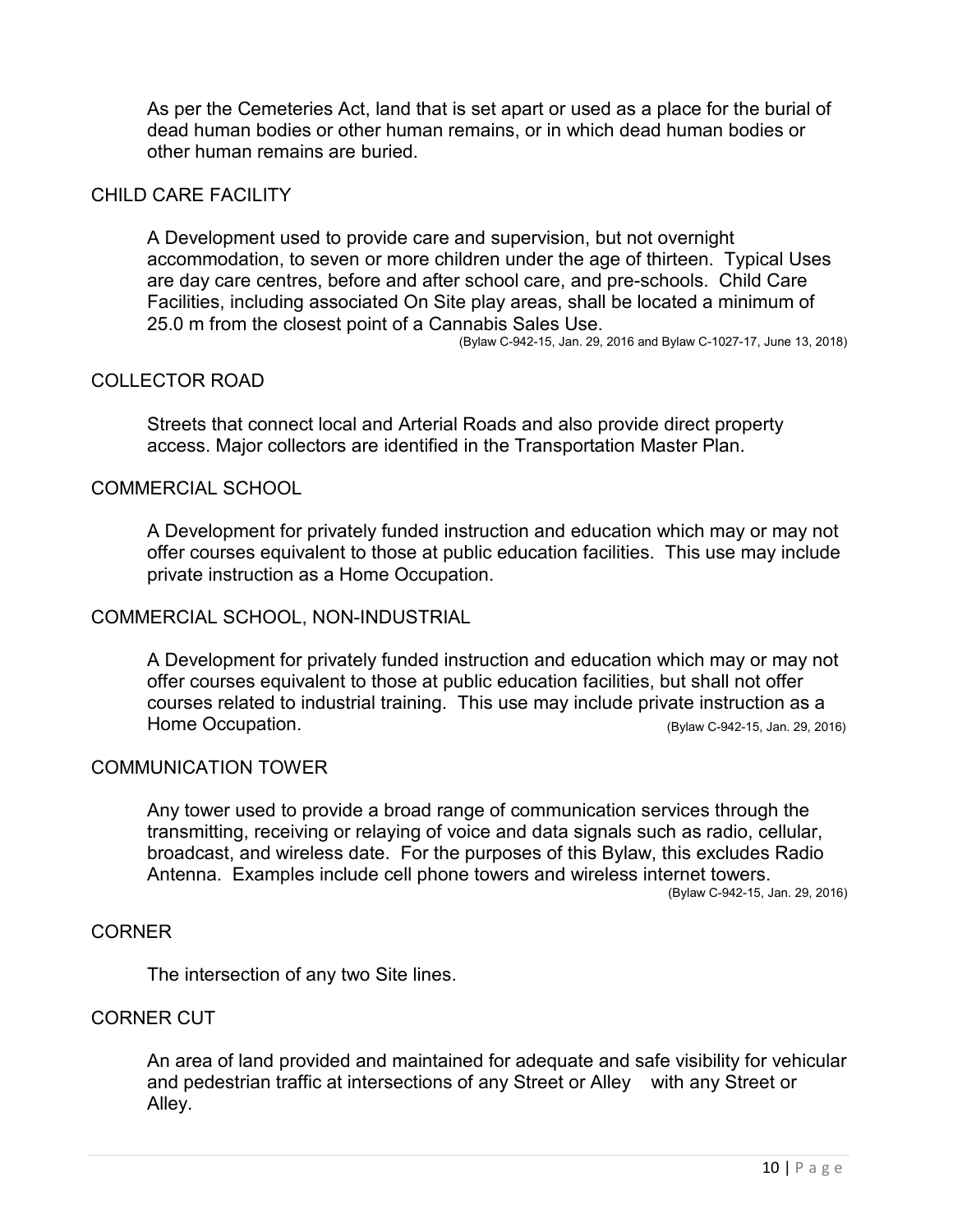As per the Cemeteries Act, land that is set apart or used as a place for the burial of dead human bodies or other human remains, or in which dead human bodies or other human remains are buried.

### CHILD CARE FACILITY

A Development used to provide care and supervision, but not overnight accommodation, to seven or more children under the age of thirteen. Typical Uses are day care centres, before and after school care, and pre-schools. Child Care Facilities, including associated On Site play areas, shall be located a minimum of 25.0 m from the closest point of a Cannabis Sales Use.

(Bylaw C-942-15, Jan. 29, 2016 and Bylaw C-1027-17, June 13, 2018)

### COLLECTOR ROAD

Streets that connect local and Arterial Roads and also provide direct property access. Major collectors are identified in the Transportation Master Plan.

### COMMERCIAL SCHOOL

A Development for privately funded instruction and education which may or may not offer courses equivalent to those at public education facilities. This use may include private instruction as a Home Occupation.

### COMMERCIAL SCHOOL, NON-INDUSTRIAL

A Development for privately funded instruction and education which may or may not offer courses equivalent to those at public education facilities, but shall not offer courses related to industrial training. This use may include private instruction as a Home Occupation. (Bylaw C-942-15, Jan. 29, 2016)

### COMMUNICATION TOWER

Any tower used to provide a broad range of communication services through the transmitting, receiving or relaying of voice and data signals such as radio, cellular, broadcast, and wireless date. For the purposes of this Bylaw, this excludes Radio Antenna. Examples include cell phone towers and wireless internet towers.

(Bylaw C-942-15, Jan. 29, 2016)

### CORNER

The intersection of any two Site lines.

### CORNER CUT

An area of land provided and maintained for adequate and safe visibility for vehicular and pedestrian traffic at intersections of any Street or Alley with any Street or Alley.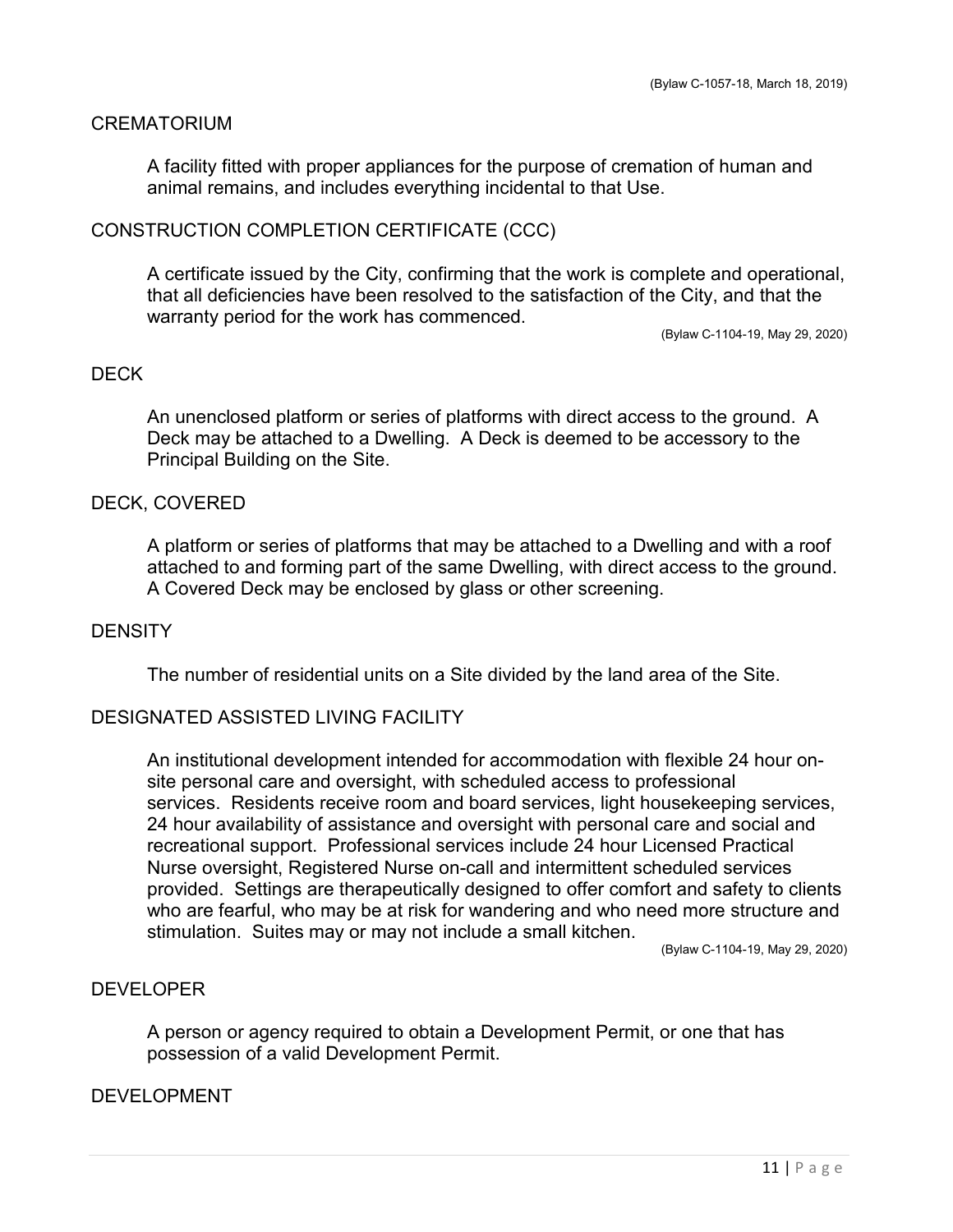(Bylaw C-1057-18, March 18, 2019)

## CREMATORIUM

A facility fitted with proper appliances for the purpose of cremation of human and animal remains, and includes everything incidental to that Use.

## CONSTRUCTION COMPLETION CERTIFICATE (CCC)

A certificate issued by the City, confirming that the work is complete and operational, that all deficiencies have been resolved to the satisfaction of the City, and that the warranty period for the work has commenced.

(Bylaw C-1104-19, May 29, 2020)

## DECK

An unenclosed platform or series of platforms with direct access to the ground. A Deck may be attached to a Dwelling. A Deck is deemed to be accessory to the Principal Building on the Site.

## DECK, COVERED

A platform or series of platforms that may be attached to a Dwelling and with a roof attached to and forming part of the same Dwelling, with direct access to the ground. A Covered Deck may be enclosed by glass or other screening.

## DENSITY

The number of residential units on a Site divided by the land area of the Site.

## DESIGNATED ASSISTED LIVING FACILITY

An institutional development intended for accommodation with flexible 24 hour on-site personal care and oversight, with scheduled access to professional services. Residents receive room and board services, light housekeeping services, 24 hour availability of assistance and oversight with personal care and social and recreational support. Professional services include 24 hour Licensed Practical Nurse oversight, Registered Nurse on-call and intermittent scheduled services provided. Settings are therapeutically designed to offer comfort and safety to clients who are fearful, who may be at risk for wandering and who need more structure and stimulation. Suites may or may not include a small kitchen.

(Bylaw C-1104-19, May 29, 2020)

## DEVELOPER

A person or agency required to obtain a Development Permit, or one that has possession of a valid Development Permit.

## DEVELOPMENT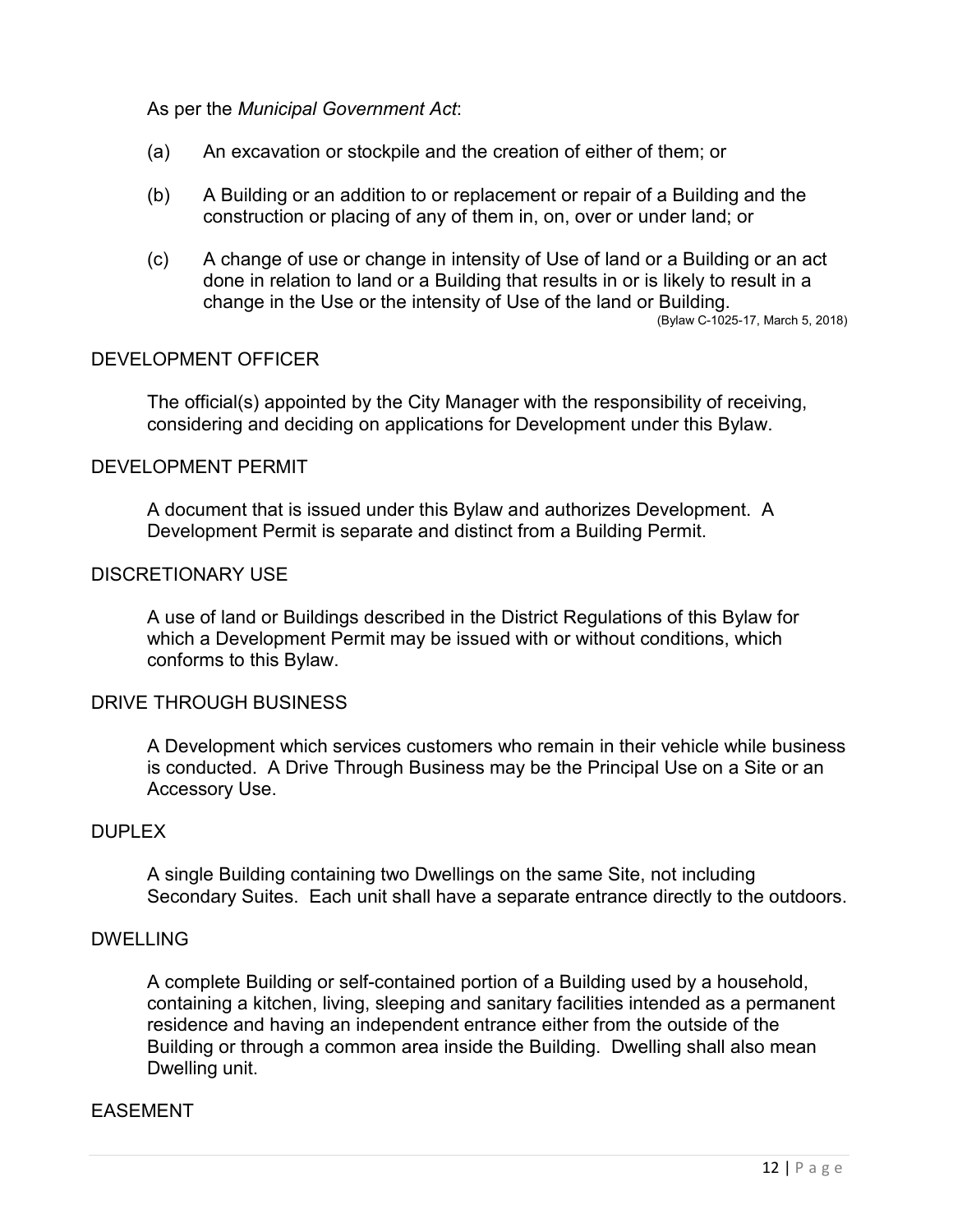As per the *Municipal Government Act*:

(a) An excavation or stockpile and the creation of either of them; or

(b) A Building or an addition to or replacement or repair of a Building and the construction or placing of any of them in, on, over or under land; or

(c) A change of use or change in intensity of Use of land or a Building or an act done in relation to land or a Building that results in or is likely to result in a change in the Use or the intensity of Use of the land or Building.

(Bylaw C-1025-17, March 5, 2018)

## DEVELOPMENT OFFICER

The official(s) appointed by the City Manager with the responsibility of receiving, considering and deciding on applications for Development under this Bylaw.

## DEVELOPMENT PERMIT

A document that is issued under this Bylaw and authorizes Development. A Development Permit is separate and distinct from a Building Permit.

## DISCRETIONARY USE

A use of land or Buildings described in the District Regulations of this Bylaw for which a Development Permit may be issued with or without conditions, which conforms to this Bylaw.

## DRIVE THROUGH BUSINESS

A Development which services customers who remain in their vehicle while business is conducted. A Drive Through Business may be the Principal Use on a Site or an Accessory Use.

## DUPLEX

A single Building containing two Dwellings on the same Site, not including Secondary Suites. Each unit shall have a separate entrance directly to the outdoors.

## DWELLING

A complete Building or self-contained portion of a Building used by a household, containing a kitchen, living, sleeping and sanitary facilities intended as a permanent residence and having an independent entrance either from the outside of the Building or through a common area inside the Building. Dwelling shall also mean Dwelling unit.

## EASEMENT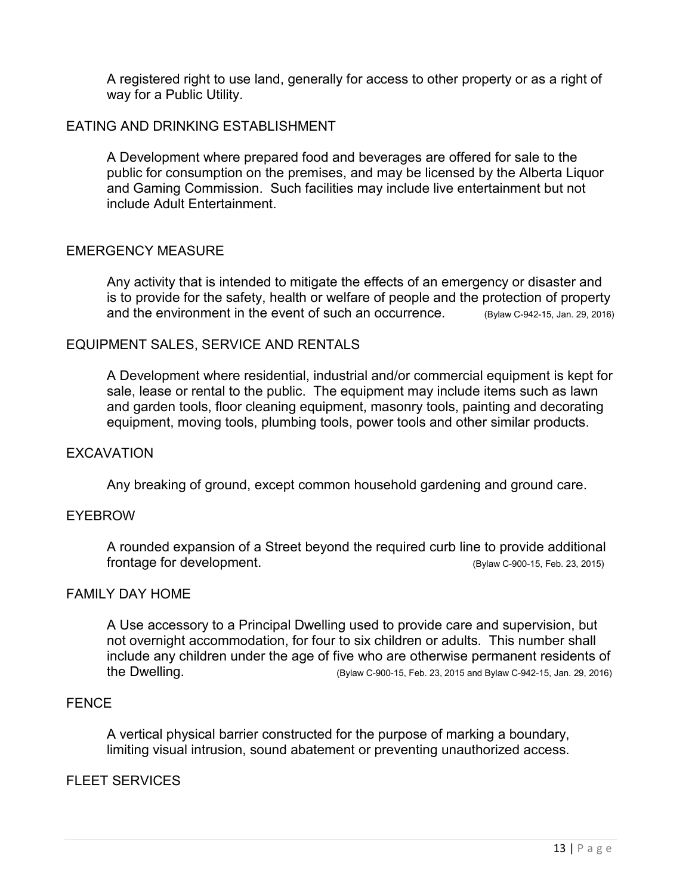A registered right to use land, generally for access to other property or as a right of way for a Public Utility.

## EATING AND DRINKING ESTABLISHMENT

A Development where prepared food and beverages are offered for sale to the public for consumption on the premises, and may be licensed by the Alberta Liquor and Gaming Commission. Such facilities may include live entertainment but not include Adult Entertainment.

## EMERGENCY MEASURE

Any activity that is intended to mitigate the effects of an emergency or disaster and is to provide for the safety, health or welfare of people and the protection of property and the environment in the event of such an occurrence. (Bylaw C-942-15, Jan. 29, 2016)

## EQUIPMENT SALES, SERVICE AND RENTALS

A Development where residential, industrial and/or commercial equipment is kept for sale, lease or rental to the public. The equipment may include items such as lawn and garden tools, floor cleaning equipment, masonry tools, painting and decorating equipment, moving tools, plumbing tools, power tools and other similar products.

## EXCAVATION

Any breaking of ground, except common household gardening and ground care.

## EYEBROW

A rounded expansion of a Street beyond the required curb line to provide additional frontage for development. (Bylaw C-900-15, Feb. 23, 2015)

## FAMILY DAY HOME

A Use accessory to a Principal Dwelling used to provide care and supervision, but not overnight accommodation, for four to six children or adults. This number shall include any children under the age of five who are otherwise permanent residents of the Dwelling. (Bylaw C-900-15, Feb. 23, 2015 and Bylaw C-942-15, Jan. 29, 2016)

## FENCE

A vertical physical barrier constructed for the purpose of marking a boundary, limiting visual intrusion, sound abatement or preventing unauthorized access.

## FLEET SERVICES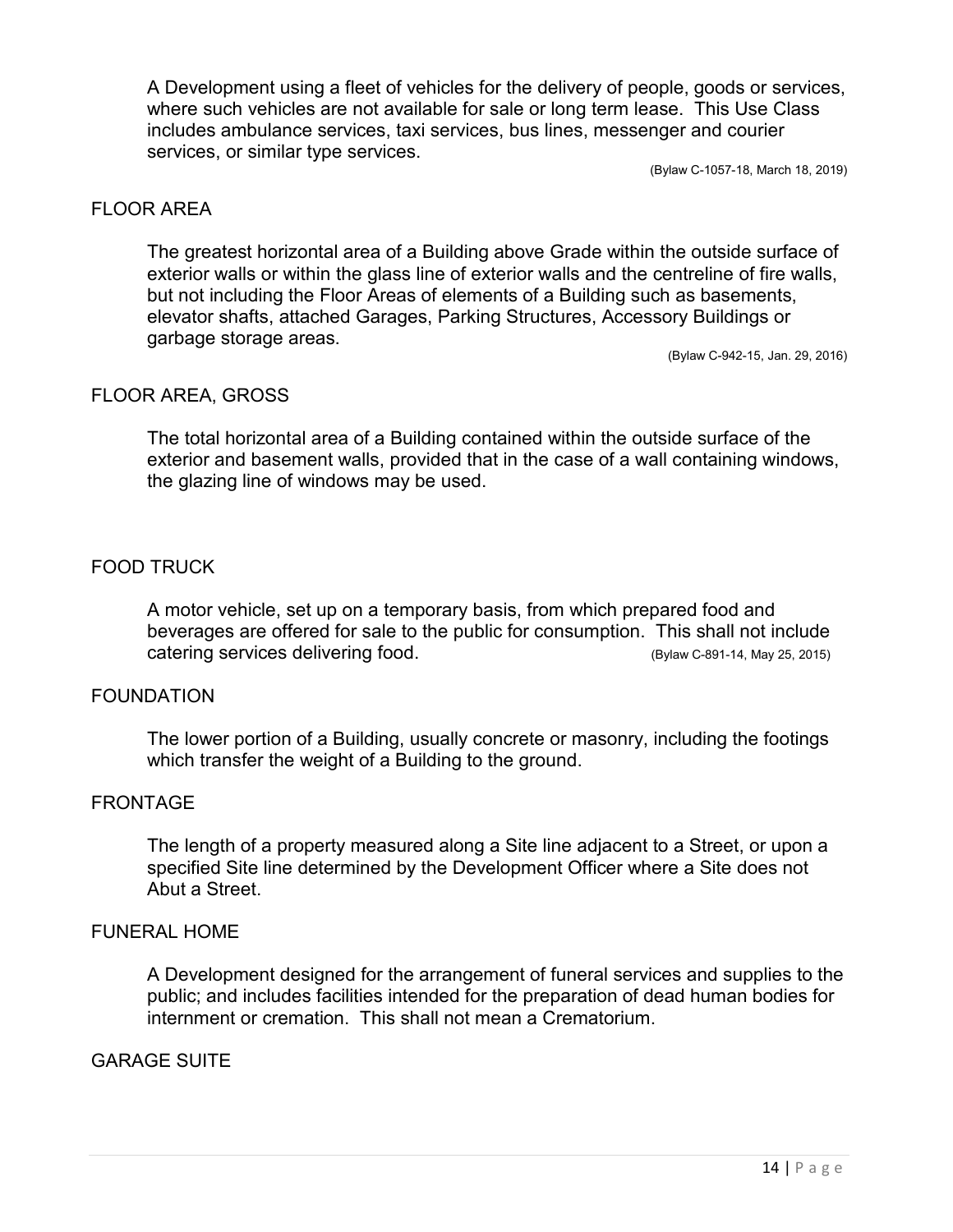A Development using a fleet of vehicles for the delivery of people, goods or services, where such vehicles are not available for sale or long term lease. This Use Class includes ambulance services, taxi services, bus lines, messenger and courier services, or similar type services.

(Bylaw C-1057-18, March 18, 2019)

## FLOOR AREA

The greatest horizontal area of a Building above Grade within the outside surface of exterior walls or within the glass line of exterior walls and the centreline of fire walls, but not including the Floor Areas of elements of a Building such as basements, elevator shafts, attached Garages, Parking Structures, Accessory Buildings or garbage storage areas.

(Bylaw C-942-15, Jan. 29, 2016)

## FLOOR AREA, GROSS

The total horizontal area of a Building contained within the outside surface of the exterior and basement walls, provided that in the case of a wall containing windows, the glazing line of windows may be used.

## FOOD TRUCK

A motor vehicle, set up on a temporary basis, from which prepared food and beverages are offered for sale to the public for consumption. This shall not include catering services delivering food. (Bylaw C-891-14, May 25, 2015)

## FOUNDATION

The lower portion of a Building, usually concrete or masonry, including the footings which transfer the weight of a Building to the ground.

## FRONTAGE

The length of a property measured along a Site line adjacent to a Street, or upon a specified Site line determined by the Development Officer where a Site does not Abut a Street.

## FUNERAL HOME

A Development designed for the arrangement of funeral services and supplies to the public; and includes facilities intended for the preparation of dead human bodies for internment or cremation. This shall not mean a Crematorium.

## GARAGE SUITE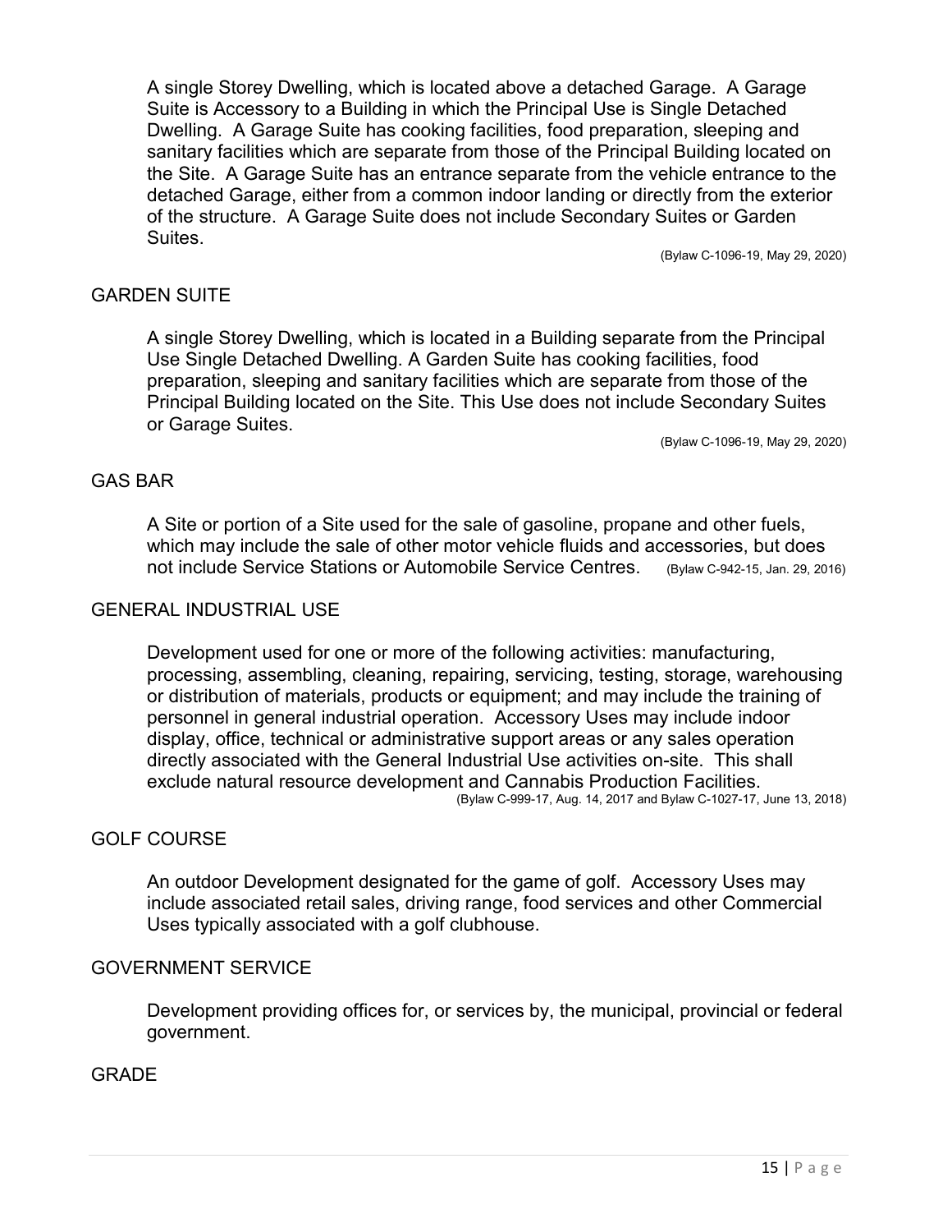A single Storey Dwelling, which is located above a detached Garage. A Garage Suite is Accessory to a Building in which the Principal Use is Single Detached Dwelling. A Garage Suite has cooking facilities, food preparation, sleeping and sanitary facilities which are separate from those of the Principal Building located on the Site. A Garage Suite has an entrance separate from the vehicle entrance to the detached Garage, either from a common indoor landing or directly from the exterior of the structure. A Garage Suite does not include Secondary Suites or Garden Suites.

(Bylaw C-1096-19, May 29, 2020)

## GARDEN SUITE

A single Storey Dwelling, which is located in a Building separate from the Principal Use Single Detached Dwelling. A Garden Suite has cooking facilities, food preparation, sleeping and sanitary facilities which are separate from those of the Principal Building located on the Site. This Use does not include Secondary Suites or Garage Suites.

(Bylaw C-1096-19, May 29, 2020)

## GAS BAR

A Site or portion of a Site used for the sale of gasoline, propane and other fuels, which may include the sale of other motor vehicle fluids and accessories, but does not include Service Stations or Automobile Service Centres. (Bylaw C-942-15, Jan. 29, 2016)

## GENERAL INDUSTRIAL USE

Development used for one or more of the following activities: manufacturing, processing, assembling, cleaning, repairing, servicing, testing, storage, warehousing or distribution of materials, products or equipment; and may include the training of personnel in general industrial operation. Accessory Uses may include indoor display, office, technical or administrative support areas or any sales operation directly associated with the General Industrial Use activities on-site. This shall exclude natural resource development and Cannabis Production Facilities.

(Bylaw C-999-17, Aug. 14, 2017 and Bylaw C-1027-17, June 13, 2018)

## GOLF COURSE

An outdoor Development designated for the game of golf. Accessory Uses may include associated retail sales, driving range, food services and other Commercial Uses typically associated with a golf clubhouse.

## GOVERNMENT SERVICE

Development providing offices for, or services by, the municipal, provincial or federal government.

## GRADE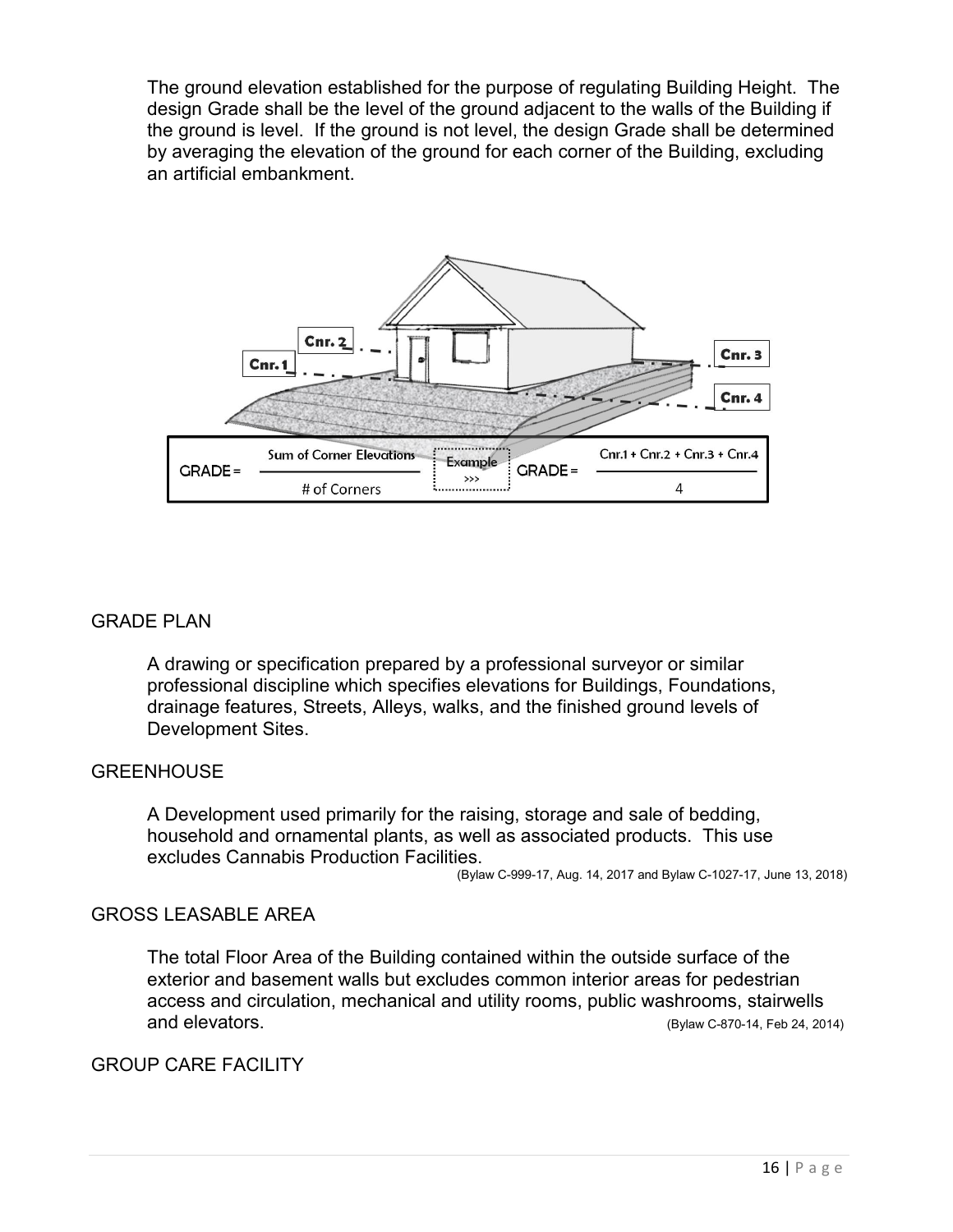The ground elevation established for the purpose of regulating Building Height. The design Grade shall be the level of the ground adjacent to the walls of the Building if the ground is level. If the ground is not level, the design Grade shall be determined by averaging the elevation of the ground for each corner of the Building, excluding an artificial embankment.

$$GRADE = \frac{\text{Sum of Corner Elevations}}{\text{\# of Corners}} \quad \text{Example} \ggg \quad GRADE = \frac{Cnr.1 + Cnr.2 + Cnr.3 + Cnr.4}{4}$$

## GRADE PLAN

A drawing or specification prepared by a professional surveyor or similar professional discipline which specifies elevations for Buildings, Foundations, drainage features, Streets, Alleys, walks, and the finished ground levels of Development Sites.

## GREENHOUSE

A Development used primarily for the raising, storage and sale of bedding, household and ornamental plants, as well as associated products. This use excludes Cannabis Production Facilities.

(Bylaw C-999-17, Aug. 14, 2017 and Bylaw C-1027-17, June 13, 2018)

## GROSS LEASABLE AREA

The total Floor Area of the Building contained within the outside surface of the exterior and basement walls but excludes common interior areas for pedestrian access and circulation, mechanical and utility rooms, public washrooms, stairwells and elevators. (Bylaw C-870-14, Feb 24, 2014)

## GROUP CARE FACILITY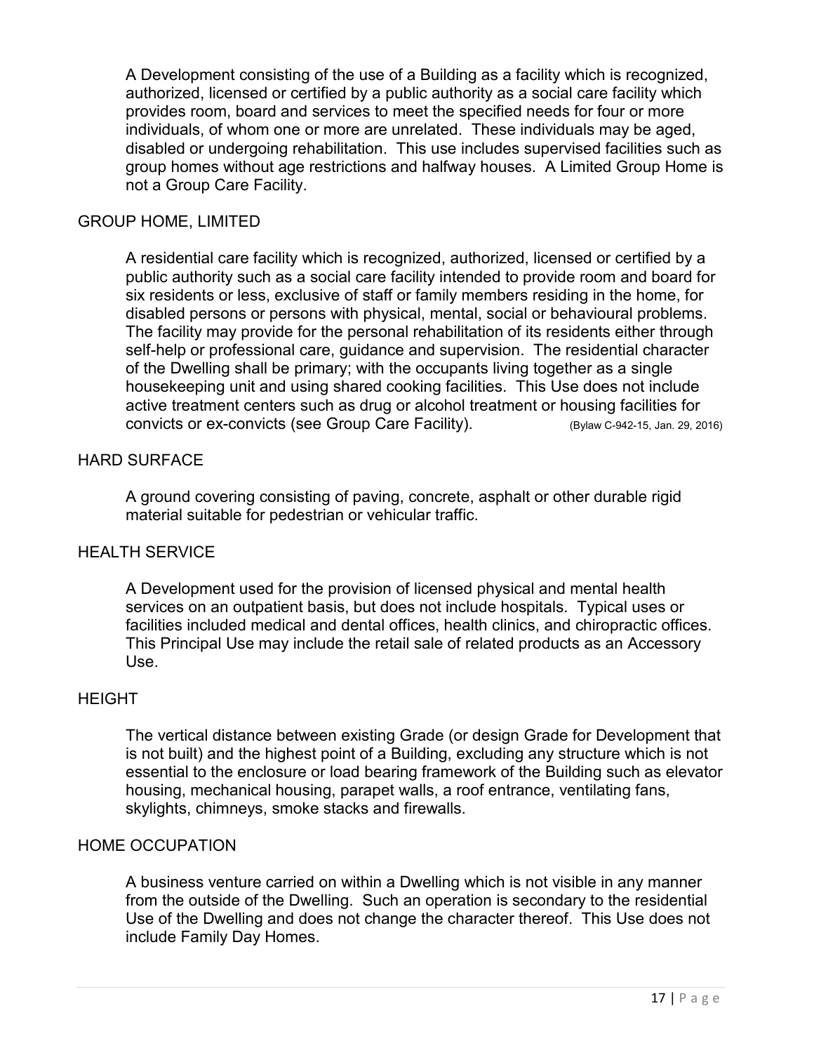A Development consisting of the use of a Building as a facility which is recognized, authorized, licensed or certified by a public authority as a social care facility which provides room, board and services to meet the specified needs for four or more individuals, of whom one or more are unrelated. These individuals may be aged, disabled or undergoing rehabilitation. This use includes supervised facilities such as group homes without age restrictions and halfway houses. A Limited Group Home is not a Group Care Facility.

### GROUP HOME, LIMITED

A residential care facility which is recognized, authorized, licensed or certified by a public authority such as a social care facility intended to provide room and board for six residents or less, exclusive of staff or family members residing in the home, for disabled persons or persons with physical, mental, social or behavioural problems. The facility may provide for the personal rehabilitation of its residents either through self-help or professional care, guidance and supervision. The residential character of the Dwelling shall be primary; with the occupants living together as a single housekeeping unit and using shared cooking facilities. This Use does not include active treatment centers such as drug or alcohol treatment or housing facilities for convicts or ex-convicts (see Group Care Facility). (Bylaw C-942-15, Jan. 29, 2016)

### HARD SURFACE

A ground covering consisting of paving, concrete, asphalt or other durable rigid material suitable for pedestrian or vehicular traffic.

### HEALTH SERVICE

A Development used for the provision of licensed physical and mental health services on an outpatient basis, but does not include hospitals. Typical uses or facilities included medical and dental offices, health clinics, and chiropractic offices. This Principal Use may include the retail sale of related products as an Accessory Use.

### HEIGHT

The vertical distance between existing Grade (or design Grade for Development that is not built) and the highest point of a Building, excluding any structure which is not essential to the enclosure or load bearing framework of the Building such as elevator housing, mechanical housing, parapet walls, a roof entrance, ventilating fans, skylights, chimneys, smoke stacks and firewalls.

### HOME OCCUPATION

A business venture carried on within a Dwelling which is not visible in any manner from the outside of the Dwelling. Such an operation is secondary to the residential Use of the Dwelling and does not change the character thereof. This Use does not include Family Day Homes.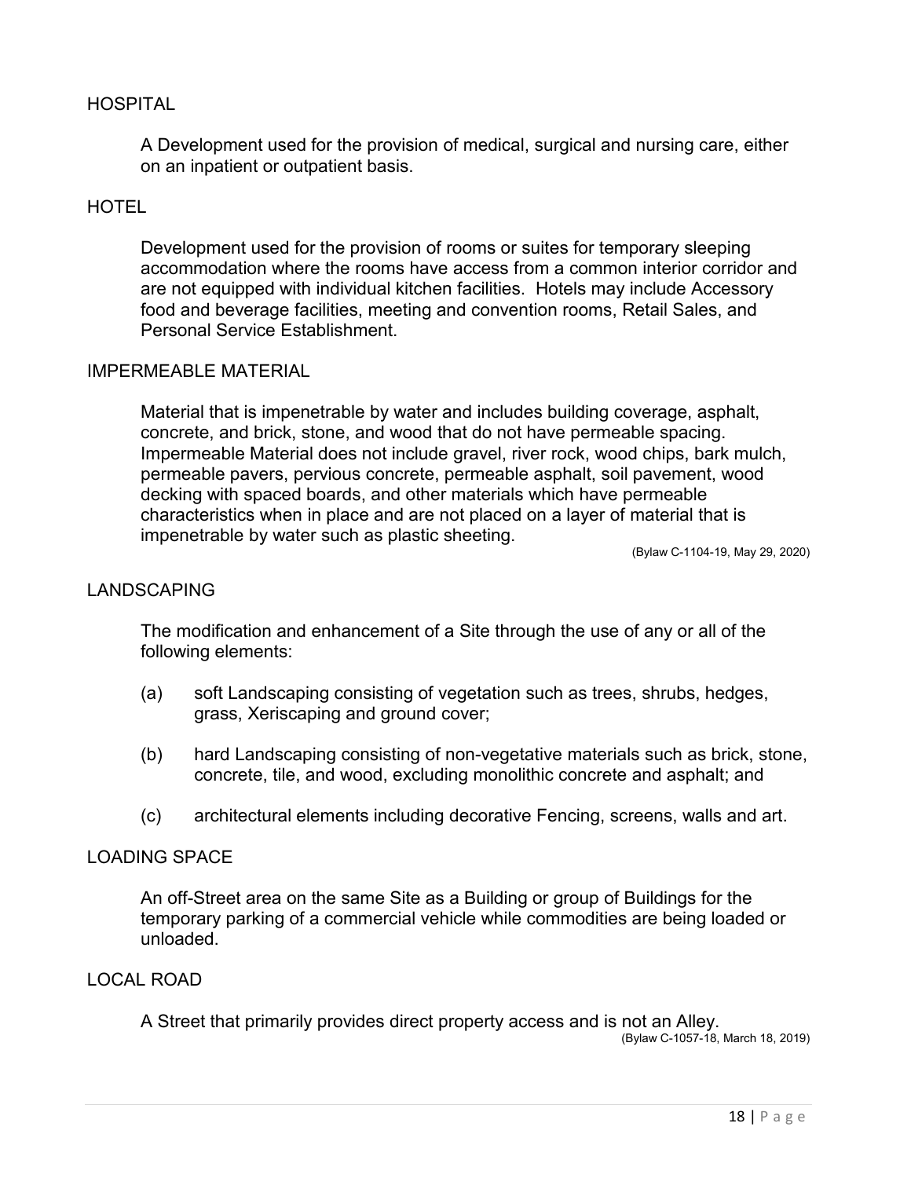## HOSPITAL

A Development used for the provision of medical, surgical and nursing care, either on an inpatient or outpatient basis.

## HOTEL

Development used for the provision of rooms or suites for temporary sleeping accommodation where the rooms have access from a common interior corridor and are not equipped with individual kitchen facilities. Hotels may include Accessory food and beverage facilities, meeting and convention rooms, Retail Sales, and Personal Service Establishment.

## IMPERMEABLE MATERIAL

Material that is impenetrable by water and includes building coverage, asphalt, concrete, and brick, stone, and wood that do not have permeable spacing. Impermeable Material does not include gravel, river rock, wood chips, bark mulch, permeable pavers, pervious concrete, permeable asphalt, soil pavement, wood decking with spaced boards, and other materials which have permeable characteristics when in place and are not placed on a layer of material that is impenetrable by water such as plastic sheeting.

(Bylaw C-1104-19, May 29, 2020)

## LANDSCAPING

The modification and enhancement of a Site through the use of any or all of the following elements:

(a) soft Landscaping consisting of vegetation such as trees, shrubs, hedges, grass, Xeriscaping and ground cover;

(b) hard Landscaping consisting of non-vegetative materials such as brick, stone, concrete, tile, and wood, excluding monolithic concrete and asphalt; and

(c) architectural elements including decorative Fencing, screens, walls and art.

## LOADING SPACE

An off-Street area on the same Site as a Building or group of Buildings for the temporary parking of a commercial vehicle while commodities are being loaded or unloaded.

## LOCAL ROAD

A Street that primarily provides direct property access and is not an Alley.

(Bylaw C-1057-18, March 18, 2019)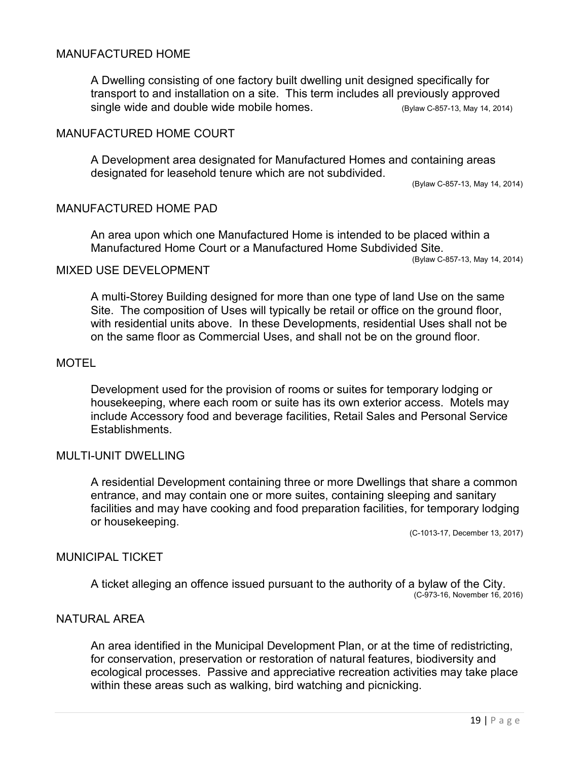## MANUFACTURED HOME

A Dwelling consisting of one factory built dwelling unit designed specifically for transport to and installation on a site. This term includes all previously approved single wide and double wide mobile homes. (Bylaw C-857-13, May 14, 2014)

## MANUFACTURED HOME COURT

A Development area designated for Manufactured Homes and containing areas designated for leasehold tenure which are not subdivided.

(Bylaw C-857-13, May 14, 2014)

## MANUFACTURED HOME PAD

An area upon which one Manufactured Home is intended to be placed within a Manufactured Home Court or a Manufactured Home Subdivided Site.

(Bylaw C-857-13, May 14, 2014)

## MIXED USE DEVELOPMENT

A multi-Storey Building designed for more than one type of land Use on the same Site. The composition of Uses will typically be retail or office on the ground floor, with residential units above. In these Developments, residential Uses shall not be on the same floor as Commercial Uses, and shall not be on the ground floor.

## MOTEL

Development used for the provision of rooms or suites for temporary lodging or housekeeping, where each room or suite has its own exterior access. Motels may include Accessory food and beverage facilities, Retail Sales and Personal Service Establishments.

## MULTI-UNIT DWELLING

A residential Development containing three or more Dwellings that share a common entrance, and may contain one or more suites, containing sleeping and sanitary facilities and may have cooking and food preparation facilities, for temporary lodging or housekeeping.

(C-1013-17, December 13, 2017)

## MUNICIPAL TICKET

A ticket alleging an offence issued pursuant to the authority of a bylaw of the City.

(C-973-16, November 16, 2016)

## NATURAL AREA

An area identified in the Municipal Development Plan, or at the time of redistricting, for conservation, preservation or restoration of natural features, biodiversity and ecological processes. Passive and appreciative recreation activities may take place within these areas such as walking, bird watching and picnicking.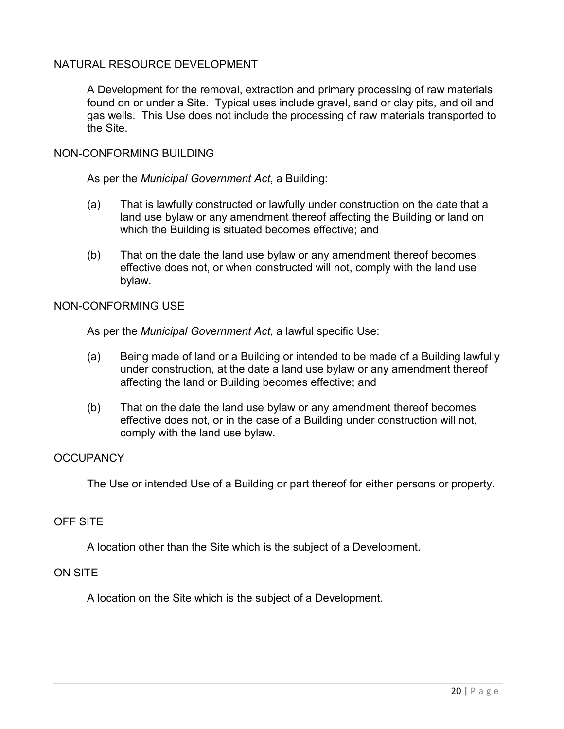### NATURAL RESOURCE DEVELOPMENT

A Development for the removal, extraction and primary processing of raw materials found on or under a Site. Typical uses include gravel, sand or clay pits, and oil and gas wells. This Use does not include the processing of raw materials transported to the Site.

### NON-CONFORMING BUILDING

As per the *Municipal Government Act*, a Building:

(a) That is lawfully constructed or lawfully under construction on the date that a land use bylaw or any amendment thereof affecting the Building or land on which the Building is situated becomes effective; and

(b) That on the date the land use bylaw or any amendment thereof becomes effective does not, or when constructed will not, comply with the land use bylaw.

### NON-CONFORMING USE

As per the *Municipal Government Act*, a lawful specific Use:

(a) Being made of land or a Building or intended to be made of a Building lawfully under construction, at the date a land use bylaw or any amendment thereof affecting the land or Building becomes effective; and

(b) That on the date the land use bylaw or any amendment thereof becomes effective does not, or in the case of a Building under construction will not, comply with the land use bylaw.

### OCCUPANCY

The Use or intended Use of a Building or part thereof for either persons or property.

### OFF SITE

A location other than the Site which is the subject of a Development.

### ON SITE

A location on the Site which is the subject of a Development.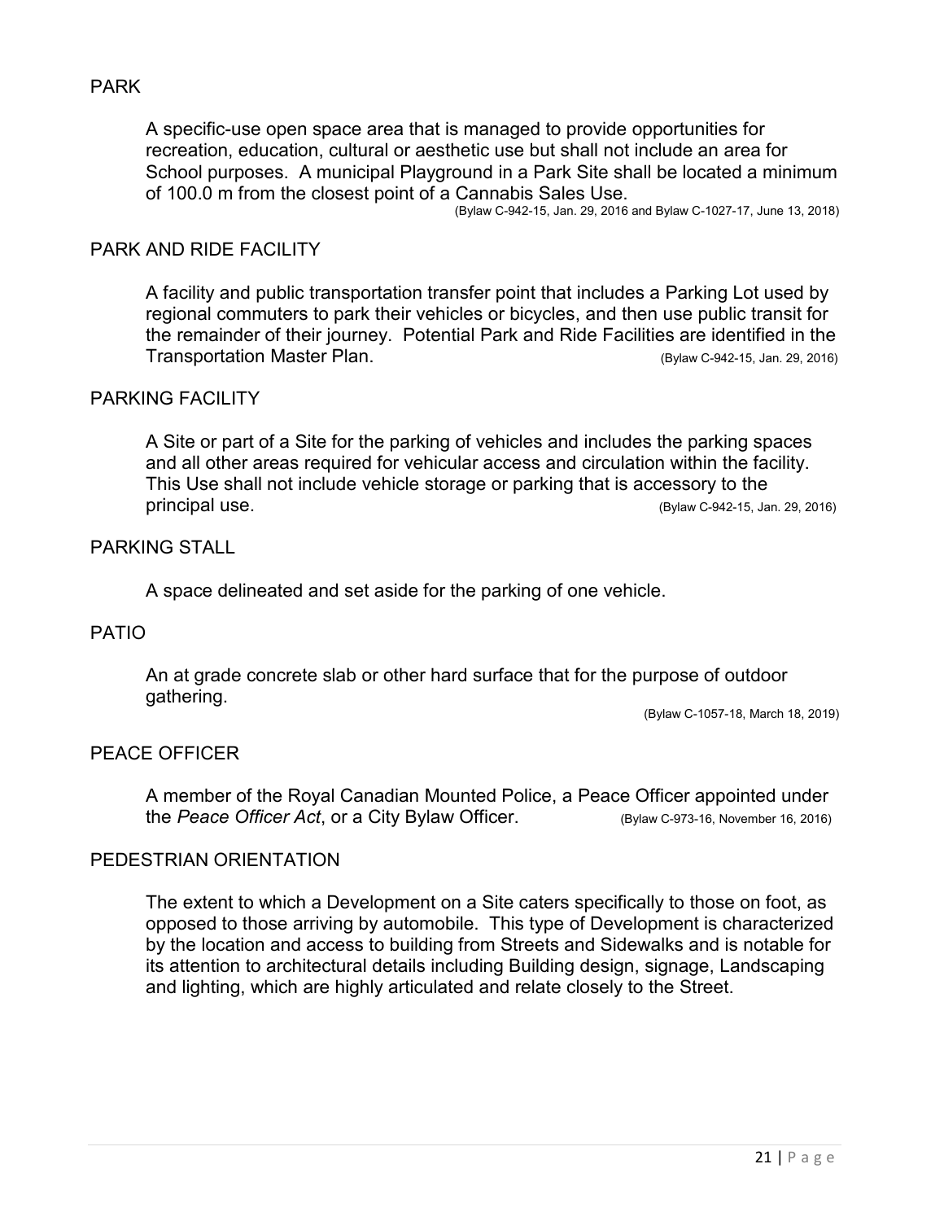## PARK

A specific-use open space area that is managed to provide opportunities for recreation, education, cultural or aesthetic use but shall not include an area for School purposes. A municipal Playground in a Park Site shall be located a minimum of 100.0 m from the closest point of a Cannabis Sales Use.

(Bylaw C-942-15, Jan. 29, 2016 and Bylaw C-1027-17, June 13, 2018)

## PARK AND RIDE FACILITY

A facility and public transportation transfer point that includes a Parking Lot used by regional commuters to park their vehicles or bicycles, and then use public transit for the remainder of their journey. Potential Park and Ride Facilities are identified in the Transportation Master Plan. (Bylaw C-942-15, Jan. 29, 2016)

## PARKING FACILITY

A Site or part of a Site for the parking of vehicles and includes the parking spaces and all other areas required for vehicular access and circulation within the facility. This Use shall not include vehicle storage or parking that is accessory to the principal use. (Bylaw C-942-15, Jan. 29, 2016)

## PARKING STALL

A space delineated and set aside for the parking of one vehicle.

## PATIO

An at grade concrete slab or other hard surface that for the purpose of outdoor gathering.

(Bylaw C-1057-18, March 18, 2019)

## PEACE OFFICER

A member of the Royal Canadian Mounted Police, a Peace Officer appointed under the *Peace Officer Act*, or a City Bylaw Officer. (Bylaw C-973-16, November 16, 2016)

## PEDESTRIAN ORIENTATION

The extent to which a Development on a Site caters specifically to those on foot, as opposed to those arriving by automobile. This type of Development is characterized by the location and access to building from Streets and Sidewalks and is notable for its attention to architectural details including Building design, signage, Landscaping and lighting, which are highly articulated and relate closely to the Street.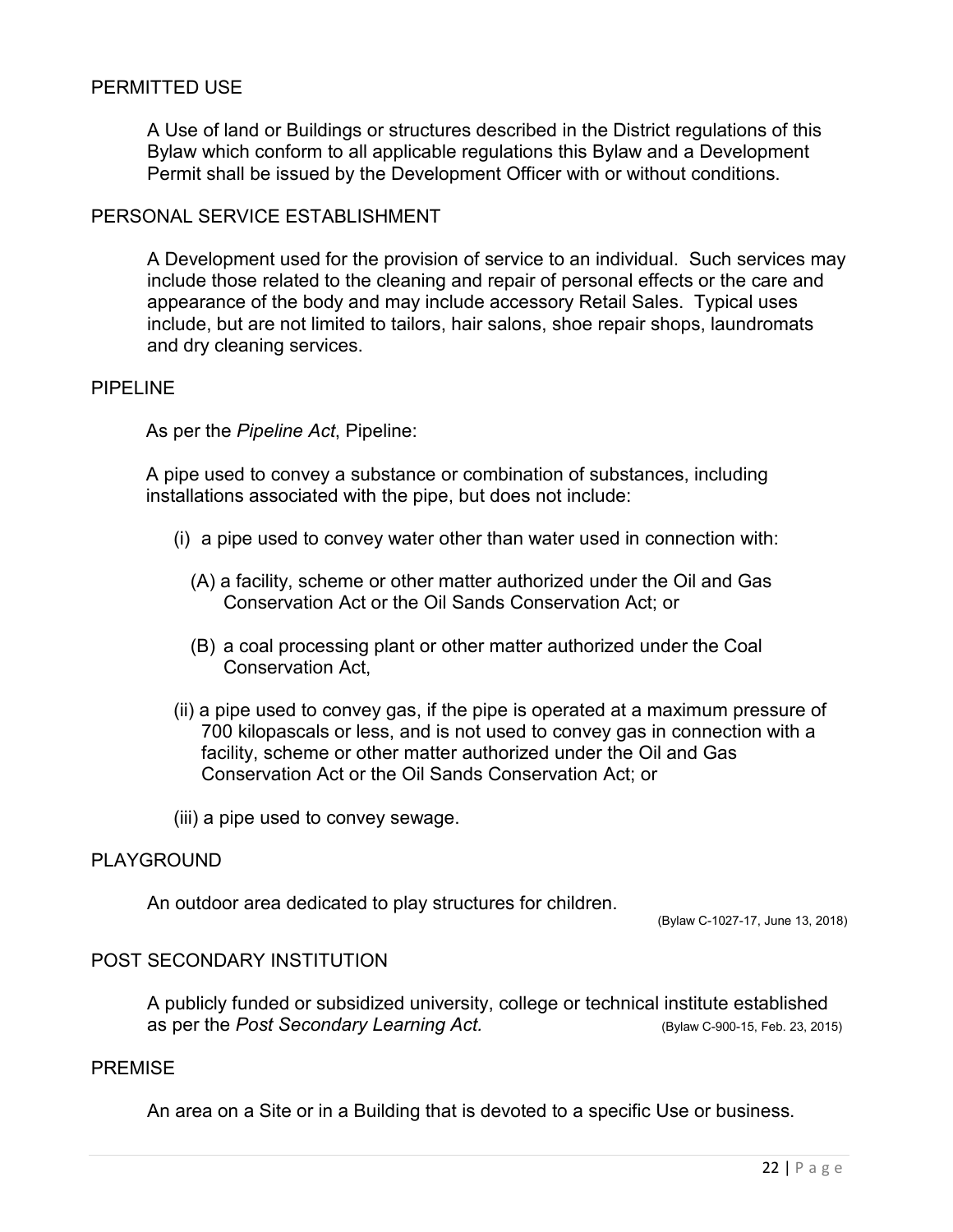## PERMITTED USE

A Use of land or Buildings or structures described in the District regulations of this Bylaw which conform to all applicable regulations this Bylaw and a Development Permit shall be issued by the Development Officer with or without conditions.

## PERSONAL SERVICE ESTABLISHMENT

A Development used for the provision of service to an individual. Such services may include those related to the cleaning and repair of personal effects or the care and appearance of the body and may include accessory Retail Sales. Typical uses include, but are not limited to tailors, hair salons, shoe repair shops, laundromats and dry cleaning services.

## PIPELINE

As per the *Pipeline Act*, Pipeline:

A pipe used to convey a substance or combination of substances, including installations associated with the pipe, but does not include:

(i) a pipe used to convey water other than water used in connection with:

(A) a facility, scheme or other matter authorized under the Oil and Gas Conservation Act or the Oil Sands Conservation Act; or

(B) a coal processing plant or other matter authorized under the Coal Conservation Act,

(ii) a pipe used to convey gas, if the pipe is operated at a maximum pressure of 700 kilopascals or less, and is not used to convey gas in connection with a facility, scheme or other matter authorized under the Oil and Gas Conservation Act or the Oil Sands Conservation Act; or

(iii) a pipe used to convey sewage.

## PLAYGROUND

An outdoor area dedicated to play structures for children.

(Bylaw C-1027-17, June 13, 2018)

## POST SECONDARY INSTITUTION

A publicly funded or subsidized university, college or technical institute established as per the *Post Secondary Learning Act.* (Bylaw C-900-15, Feb. 23, 2015)

## PREMISE

An area on a Site or in a Building that is devoted to a specific Use or business.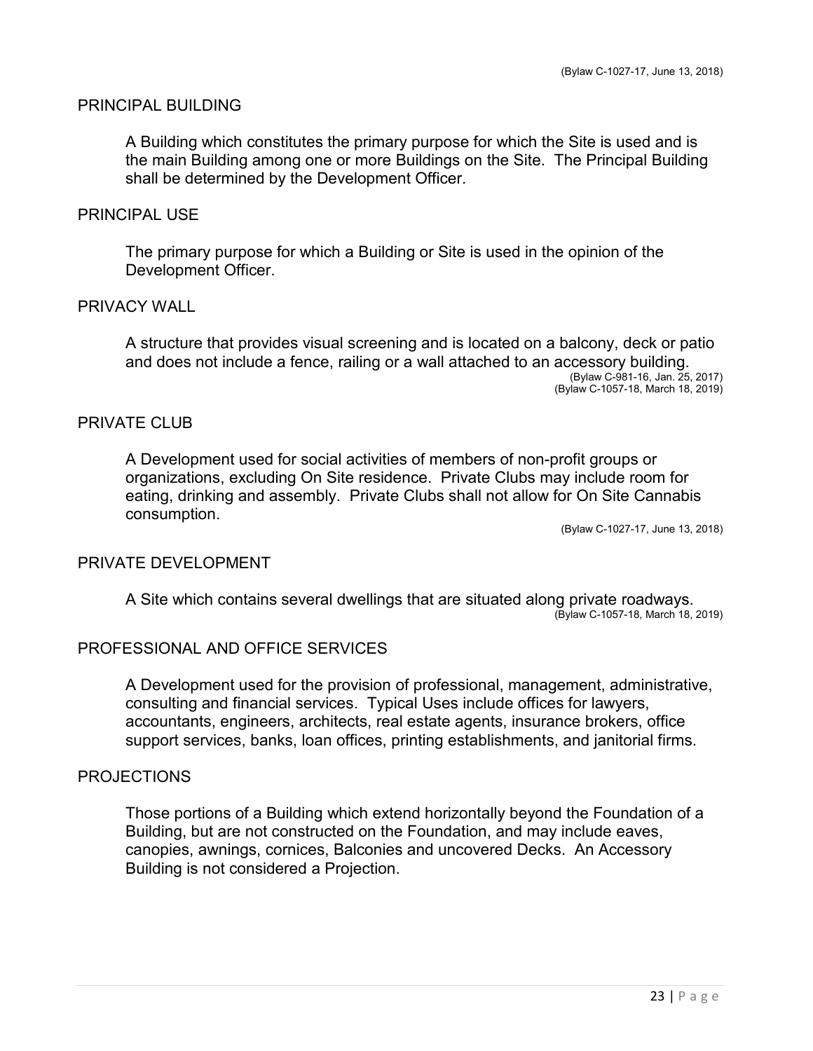(Bylaw C-1027-17, June 13, 2018)

## PRINCIPAL BUILDING

A Building which constitutes the primary purpose for which the Site is used and is the main Building among one or more Buildings on the Site. The Principal Building shall be determined by the Development Officer.

## PRINCIPAL USE

The primary purpose for which a Building or Site is used in the opinion of the Development Officer.

## PRIVACY WALL

A structure that provides visual screening and is located on a balcony, deck or patio and does not include a fence, railing or a wall attached to an accessory building.

(Bylaw C-981-16, Jan. 25, 2017)
(Bylaw C-1057-18, March 18, 2019)

## PRIVATE CLUB

A Development used for social activities of members of non-profit groups or organizations, excluding On Site residence. Private Clubs may include room for eating, drinking and assembly. Private Clubs shall not allow for On Site Cannabis consumption.

(Bylaw C-1027-17, June 13, 2018)

## PRIVATE DEVELOPMENT

A Site which contains several dwellings that are situated along private roadways.

(Bylaw C-1057-18, March 18, 2019)

## PROFESSIONAL AND OFFICE SERVICES

A Development used for the provision of professional, management, administrative, consulting and financial services. Typical Uses include offices for lawyers, accountants, engineers, architects, real estate agents, insurance brokers, office support services, banks, loan offices, printing establishments, and janitorial firms.

## PROJECTIONS

Those portions of a Building which extend horizontally beyond the Foundation of a Building, but are not constructed on the Foundation, and may include eaves, canopies, awnings, cornices, Balconies and uncovered Decks. An Accessory Building is not considered a Projection.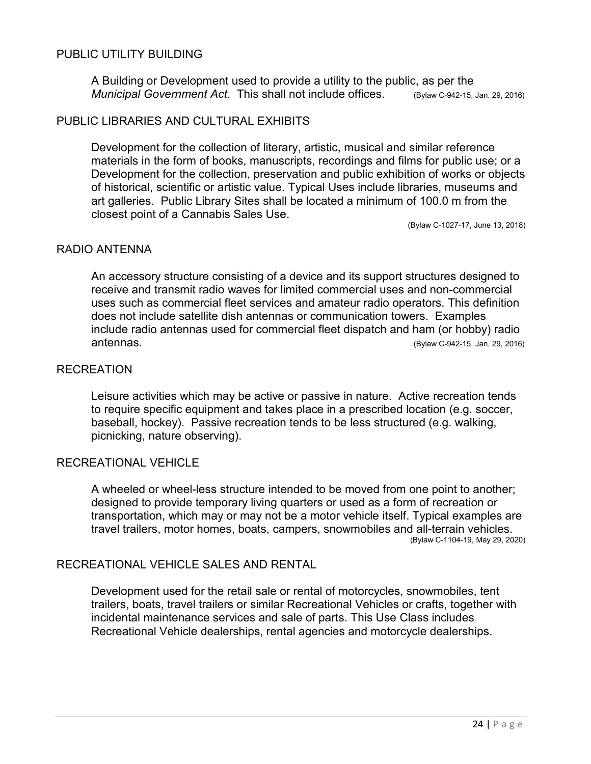## PUBLIC UTILITY BUILDING

A Building or Development used to provide a utility to the public, as per the *Municipal Government Act*. This shall not include offices. (Bylaw C-942-15, Jan. 29, 2016)

## PUBLIC LIBRARIES AND CULTURAL EXHIBITS

Development for the collection of literary, artistic, musical and similar reference materials in the form of books, manuscripts, recordings and films for public use; or a Development for the collection, preservation and public exhibition of works or objects of historical, scientific or artistic value. Typical Uses include libraries, museums and art galleries. Public Library Sites shall be located a minimum of 100.0 m from the closest point of a Cannabis Sales Use.

(Bylaw C-1027-17, June 13, 2018)

## RADIO ANTENNA

An accessory structure consisting of a device and its support structures designed to receive and transmit radio waves for limited commercial uses and non-commercial uses such as commercial fleet services and amateur radio operators. This definition does not include satellite dish antennas or communication towers. Examples include radio antennas used for commercial fleet dispatch and ham (or hobby) radio antennas. (Bylaw C-942-15, Jan. 29, 2016)

## RECREATION

Leisure activities which may be active or passive in nature. Active recreation tends to require specific equipment and takes place in a prescribed location (e.g. soccer, baseball, hockey). Passive recreation tends to be less structured (e.g. walking, picnicking, nature observing).

## RECREATIONAL VEHICLE

A wheeled or wheel-less structure intended to be moved from one point to another; designed to provide temporary living quarters or used as a form of recreation or transportation, which may or may not be a motor vehicle itself. Typical examples are travel trailers, motor homes, boats, campers, snowmobiles and all-terrain vehicles.

(Bylaw C-1104-19, May 29, 2020)

## RECREATIONAL VEHICLE SALES AND RENTAL

Development used for the retail sale or rental of motorcycles, snowmobiles, tent trailers, boats, travel trailers or similar Recreational Vehicles or crafts, together with incidental maintenance services and sale of parts. This Use Class includes Recreational Vehicle dealerships, rental agencies and motorcycle dealerships.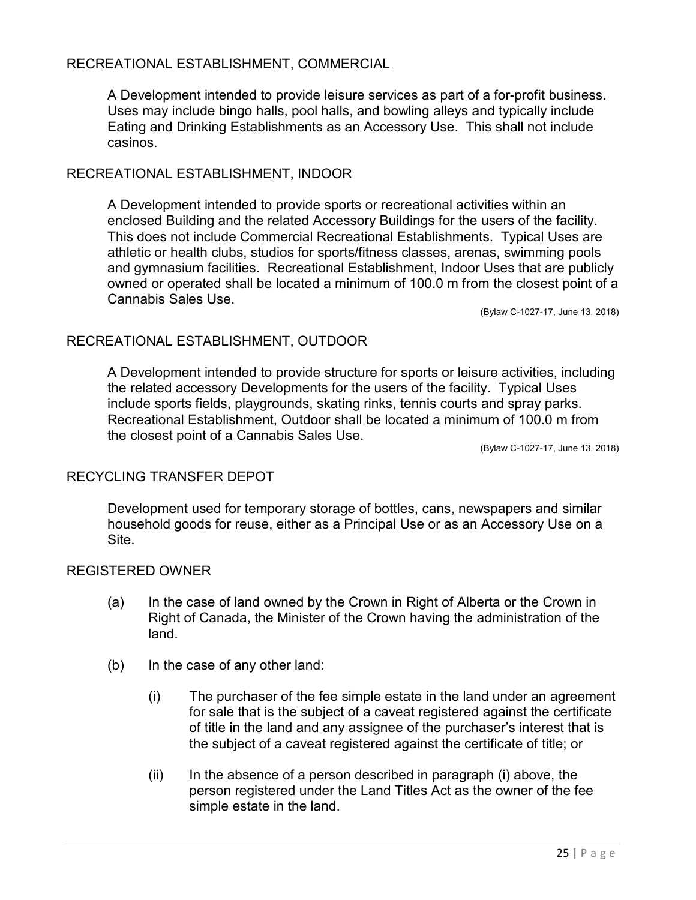## RECREATIONAL ESTABLISHMENT, COMMERCIAL

A Development intended to provide leisure services as part of a for-profit business. Uses may include bingo halls, pool halls, and bowling alleys and typically include Eating and Drinking Establishments as an Accessory Use. This shall not include casinos.

## RECREATIONAL ESTABLISHMENT, INDOOR

A Development intended to provide sports or recreational activities within an enclosed Building and the related Accessory Buildings for the users of the facility. This does not include Commercial Recreational Establishments. Typical Uses are athletic or health clubs, studios for sports/fitness classes, arenas, swimming pools and gymnasium facilities. Recreational Establishment, Indoor Uses that are publicly owned or operated shall be located a minimum of 100.0 m from the closest point of a Cannabis Sales Use.

(Bylaw C-1027-17, June 13, 2018)

## RECREATIONAL ESTABLISHMENT, OUTDOOR

A Development intended to provide structure for sports or leisure activities, including the related accessory Developments for the users of the facility. Typical Uses include sports fields, playgrounds, skating rinks, tennis courts and spray parks. Recreational Establishment, Outdoor shall be located a minimum of 100.0 m from the closest point of a Cannabis Sales Use.

(Bylaw C-1027-17, June 13, 2018)

## RECYCLING TRANSFER DEPOT

Development used for temporary storage of bottles, cans, newspapers and similar household goods for reuse, either as a Principal Use or as an Accessory Use on a Site.

## REGISTERED OWNER

(a) In the case of land owned by the Crown in Right of Alberta or the Crown in Right of Canada, the Minister of the Crown having the administration of the land.

(b) In the case of any other land:

   (i) The purchaser of the fee simple estate in the land under an agreement for sale that is the subject of a caveat registered against the certificate of title in the land and any assignee of the purchaser's interest that is the subject of a caveat registered against the certificate of title; or

   (ii) In the absence of a person described in paragraph (i) above, the person registered under the Land Titles Act as the owner of the fee simple estate in the land.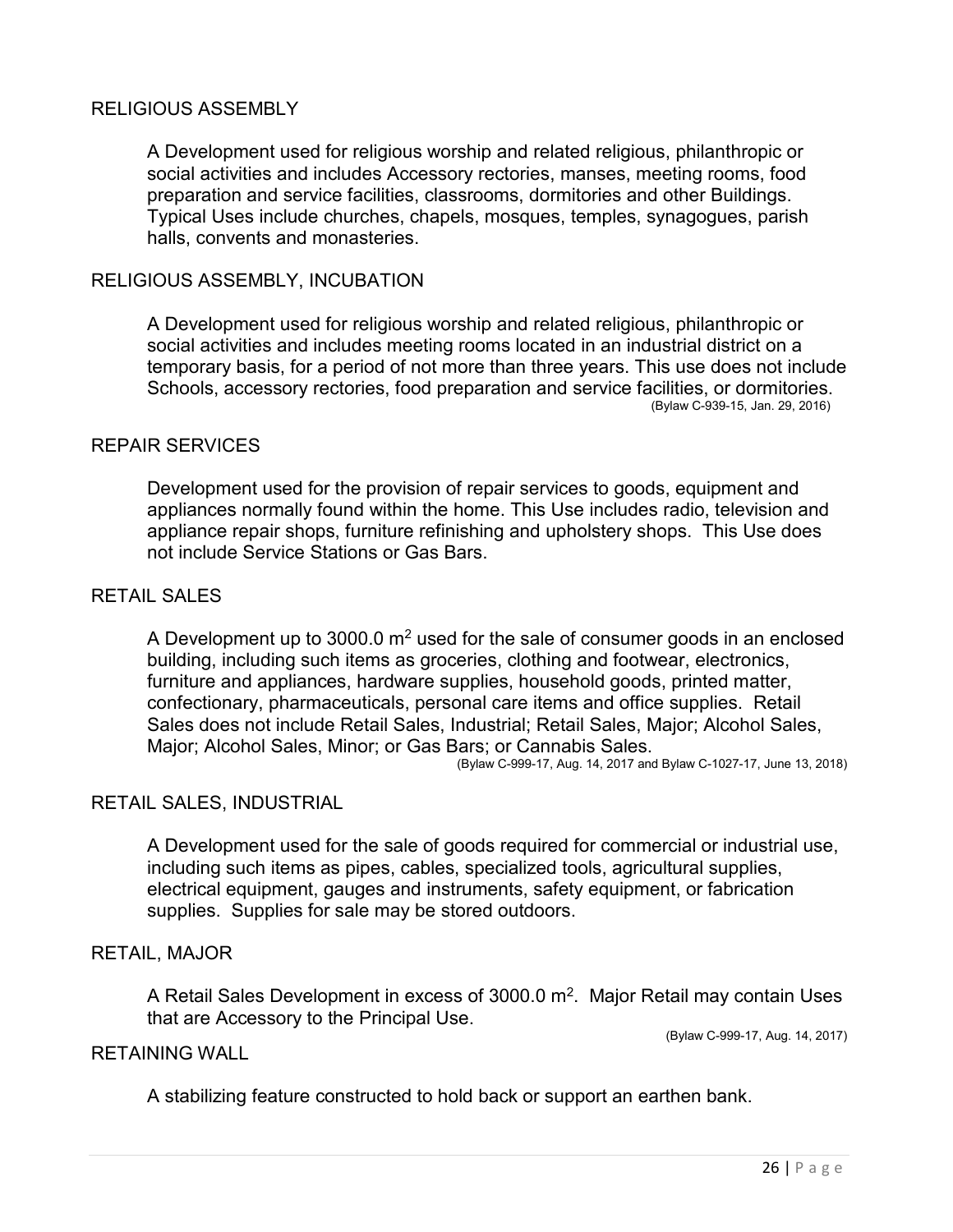## RELIGIOUS ASSEMBLY

A Development used for religious worship and related religious, philanthropic or social activities and includes Accessory rectories, manses, meeting rooms, food preparation and service facilities, classrooms, dormitories and other Buildings. Typical Uses include churches, chapels, mosques, temples, synagogues, parish halls, convents and monasteries.

## RELIGIOUS ASSEMBLY, INCUBATION

A Development used for religious worship and related religious, philanthropic or social activities and includes meeting rooms located in an industrial district on a temporary basis, for a period of not more than three years. This use does not include Schools, accessory rectories, food preparation and service facilities, or dormitories.

(Bylaw C-939-15, Jan. 29, 2016)

## REPAIR SERVICES

Development used for the provision of repair services to goods, equipment and appliances normally found within the home. This Use includes radio, television and appliance repair shops, furniture refinishing and upholstery shops. This Use does not include Service Stations or Gas Bars.

## RETAIL SALES

A Development up to 3000.0 $m^2$ used for the sale of consumer goods in an enclosed building, including such items as groceries, clothing and footwear, electronics, furniture and appliances, hardware supplies, household goods, printed matter, confectionary, pharmaceuticals, personal care items and office supplies. Retail Sales does not include Retail Sales, Industrial; Retail Sales, Major; Alcohol Sales, Major; Alcohol Sales, Minor; or Gas Bars; or Cannabis Sales.

(Bylaw C-999-17, Aug. 14, 2017 and Bylaw C-1027-17, June 13, 2018)

## RETAIL SALES, INDUSTRIAL

A Development used for the sale of goods required for commercial or industrial use, including such items as pipes, cables, specialized tools, agricultural supplies, electrical equipment, gauges and instruments, safety equipment, or fabrication supplies. Supplies for sale may be stored outdoors.

## RETAIL, MAJOR

A Retail Sales Development in excess of 3000.0 $m^2$. Major Retail may contain Uses that are Accessory to the Principal Use.

(Bylaw C-999-17, Aug. 14, 2017)

## RETAINING WALL

A stabilizing feature constructed to hold back or support an earthen bank.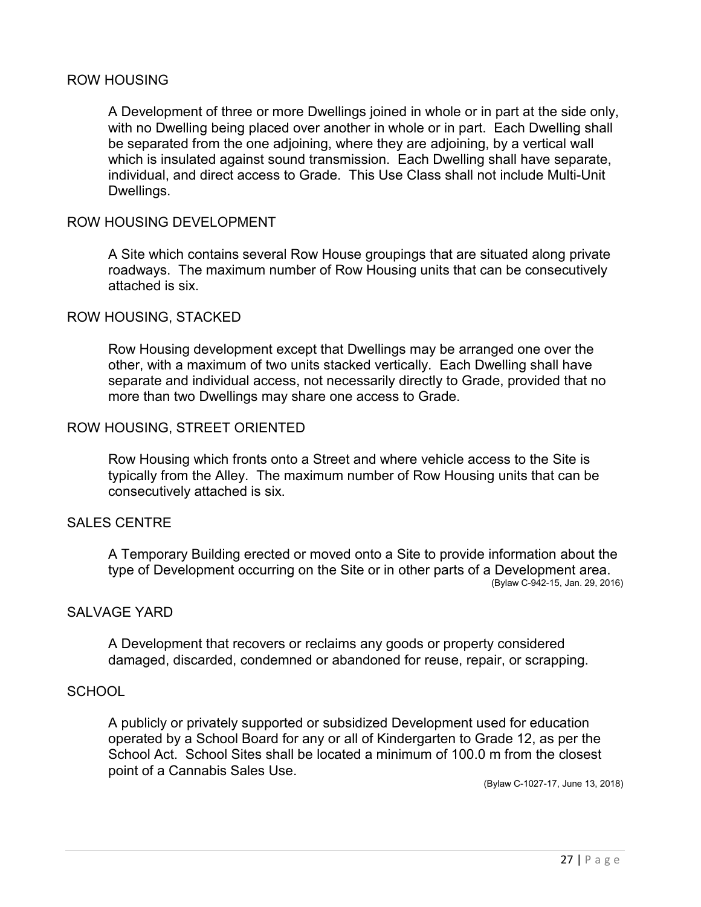## ROW HOUSING

A Development of three or more Dwellings joined in whole or in part at the side only, with no Dwelling being placed over another in whole or in part. Each Dwelling shall be separated from the one adjoining, where they are adjoining, by a vertical wall which is insulated against sound transmission. Each Dwelling shall have separate, individual, and direct access to Grade. This Use Class shall not include Multi-Unit Dwellings.

## ROW HOUSING DEVELOPMENT

A Site which contains several Row House groupings that are situated along private roadways. The maximum number of Row Housing units that can be consecutively attached is six.

## ROW HOUSING, STACKED

Row Housing development except that Dwellings may be arranged one over the other, with a maximum of two units stacked vertically. Each Dwelling shall have separate and individual access, not necessarily directly to Grade, provided that no more than two Dwellings may share one access to Grade.

## ROW HOUSING, STREET ORIENTED

Row Housing which fronts onto a Street and where vehicle access to the Site is typically from the Alley. The maximum number of Row Housing units that can be consecutively attached is six.

## SALES CENTRE

A Temporary Building erected or moved onto a Site to provide information about the type of Development occurring on the Site or in other parts of a Development area.

(Bylaw C-942-15, Jan. 29, 2016)

## SALVAGE YARD

A Development that recovers or reclaims any goods or property considered damaged, discarded, condemned or abandoned for reuse, repair, or scrapping.

## SCHOOL

A publicly or privately supported or subsidized Development used for education operated by a School Board for any or all of Kindergarten to Grade 12, as per the School Act. School Sites shall be located a minimum of 100.0 m from the closest point of a Cannabis Sales Use.

(Bylaw C-1027-17, June 13, 2018)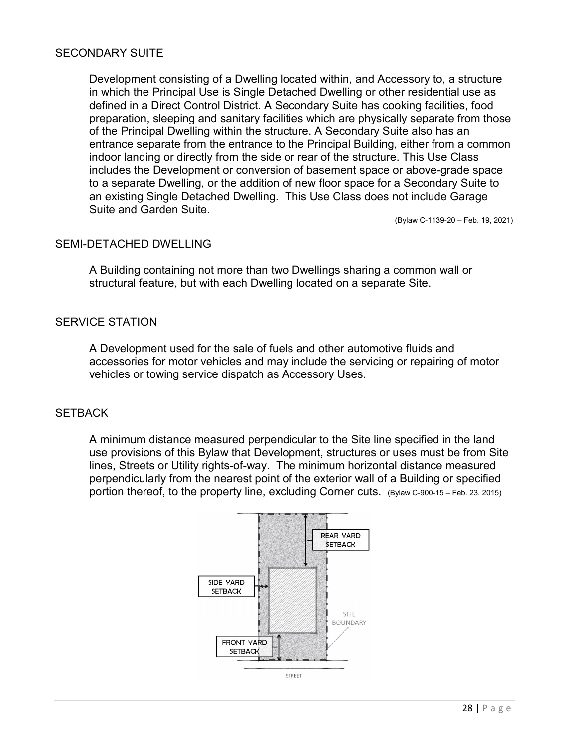## SECONDARY SUITE

Development consisting of a Dwelling located within, and Accessory to, a structure in which the Principal Use is Single Detached Dwelling or other residential use as defined in a Direct Control District. A Secondary Suite has cooking facilities, food preparation, sleeping and sanitary facilities which are physically separate from those of the Principal Dwelling within the structure. A Secondary Suite also has an entrance separate from the entrance to the Principal Building, either from a common indoor landing or directly from the side or rear of the structure. This Use Class includes the Development or conversion of basement space or above-grade space to a separate Dwelling, or the addition of new floor space for a Secondary Suite to an existing Single Detached Dwelling. This Use Class does not include Garage Suite and Garden Suite.

(Bylaw C-1139-20 – Feb. 19, 2021)

## SEMI-DETACHED DWELLING

A Building containing not more than two Dwellings sharing a common wall or structural feature, but with each Dwelling located on a separate Site.

## SERVICE STATION

A Development used for the sale of fuels and other automotive fluids and accessories for motor vehicles and may include the servicing or repairing of motor vehicles or towing service dispatch as Accessory Uses.

## SETBACK

A minimum distance measured perpendicular to the Site line specified in the land use provisions of this Bylaw that Development, structures or uses must be from Site lines, Streets or Utility rights-of-way. The minimum horizontal distance measured perpendicularly from the nearest point of the exterior wall of a Building or specified portion thereof, to the property line, excluding Corner cuts. (Bylaw C-900-15 – Feb. 23, 2015)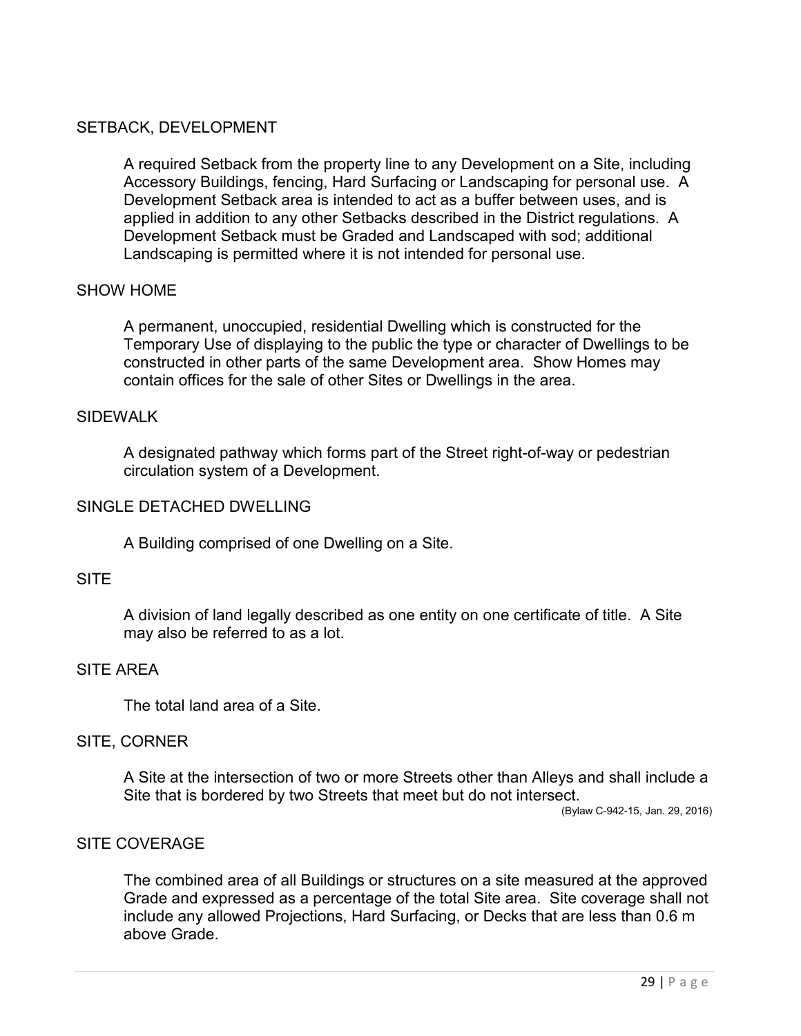## SETBACK, DEVELOPMENT

A required Setback from the property line to any Development on a Site, including Accessory Buildings, fencing, Hard Surfacing or Landscaping for personal use. A Development Setback area is intended to act as a buffer between uses, and is applied in addition to any other Setbacks described in the District regulations. A Development Setback must be Graded and Landscaped with sod; additional Landscaping is permitted where it is not intended for personal use.

## SHOW HOME

A permanent, unoccupied, residential Dwelling which is constructed for the Temporary Use of displaying to the public the type or character of Dwellings to be constructed in other parts of the same Development area. Show Homes may contain offices for the sale of other Sites or Dwellings in the area.

## SIDEWALK

A designated pathway which forms part of the Street right-of-way or pedestrian circulation system of a Development.

## SINGLE DETACHED DWELLING

A Building comprised of one Dwelling on a Site.

## SITE

A division of land legally described as one entity on one certificate of title. A Site may also be referred to as a lot.

## SITE AREA

The total land area of a Site.

## SITE, CORNER

A Site at the intersection of two or more Streets other than Alleys and shall include a Site that is bordered by two Streets that meet but do not intersect.

(Bylaw C-942-15, Jan. 29, 2016)

## SITE COVERAGE

The combined area of all Buildings or structures on a site measured at the approved Grade and expressed as a percentage of the total Site area. Site coverage shall not include any allowed Projections, Hard Surfacing, or Decks that are less than 0.6 m above Grade.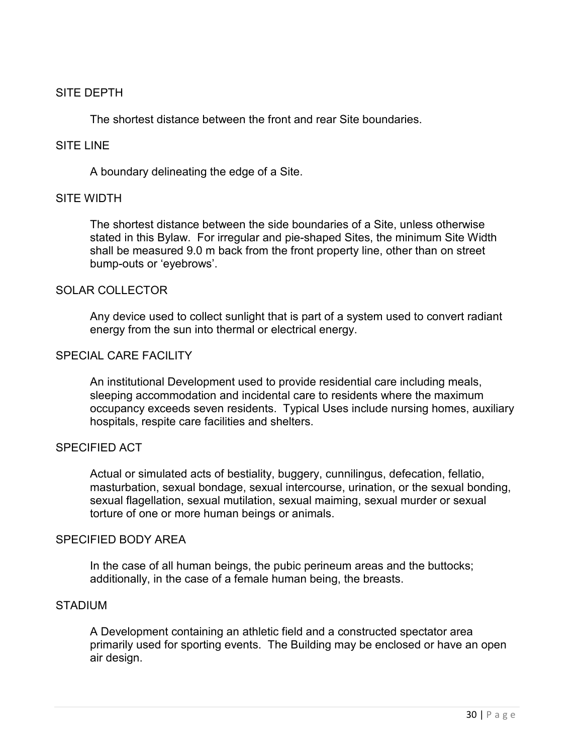## SITE DEPTH

The shortest distance between the front and rear Site boundaries.

## SITE LINE

A boundary delineating the edge of a Site.

## SITE WIDTH

The shortest distance between the side boundaries of a Site, unless otherwise stated in this Bylaw. For irregular and pie-shaped Sites, the minimum Site Width shall be measured 9.0 m back from the front property line, other than on street bump-outs or 'eyebrows'.

## SOLAR COLLECTOR

Any device used to collect sunlight that is part of a system used to convert radiant energy from the sun into thermal or electrical energy.

## SPECIAL CARE FACILITY

An institutional Development used to provide residential care including meals, sleeping accommodation and incidental care to residents where the maximum occupancy exceeds seven residents. Typical Uses include nursing homes, auxiliary hospitals, respite care facilities and shelters.

## SPECIFIED ACT

Actual or simulated acts of bestiality, buggery, cunnilingus, defecation, fellatio, masturbation, sexual bondage, sexual intercourse, urination, or the sexual bonding, sexual flagellation, sexual mutilation, sexual maiming, sexual murder or sexual torture of one or more human beings or animals.

## SPECIFIED BODY AREA

In the case of all human beings, the pubic perineum areas and the buttocks; additionally, in the case of a female human being, the breasts.

## STADIUM

A Development containing an athletic field and a constructed spectator area primarily used for sporting events. The Building may be enclosed or have an open air design.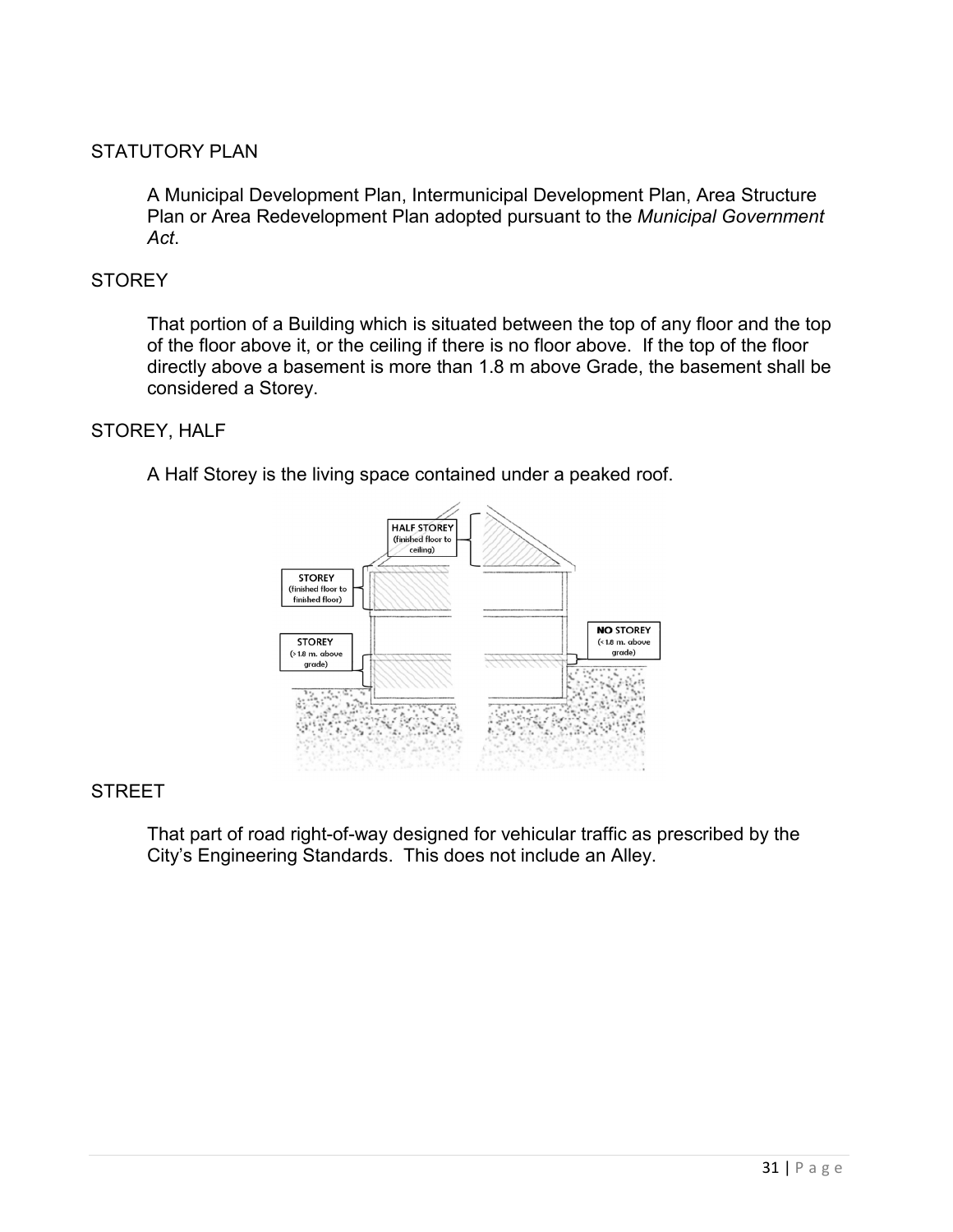## STATUTORY PLAN

A Municipal Development Plan, Intermunicipal Development Plan, Area Structure Plan or Area Redevelopment Plan adopted pursuant to the *Municipal Government Act*.

## STOREY

That portion of a Building which is situated between the top of any floor and the top of the floor above it, or the ceiling if there is no floor above. If the top of the floor directly above a basement is more than 1.8 m above Grade, the basement shall be considered a Storey.

## STOREY, HALF

A Half Storey is the living space contained under a peaked roof.

## STREET

That part of road right-of-way designed for vehicular traffic as prescribed by the City's Engineering Standards. This does not include an Alley.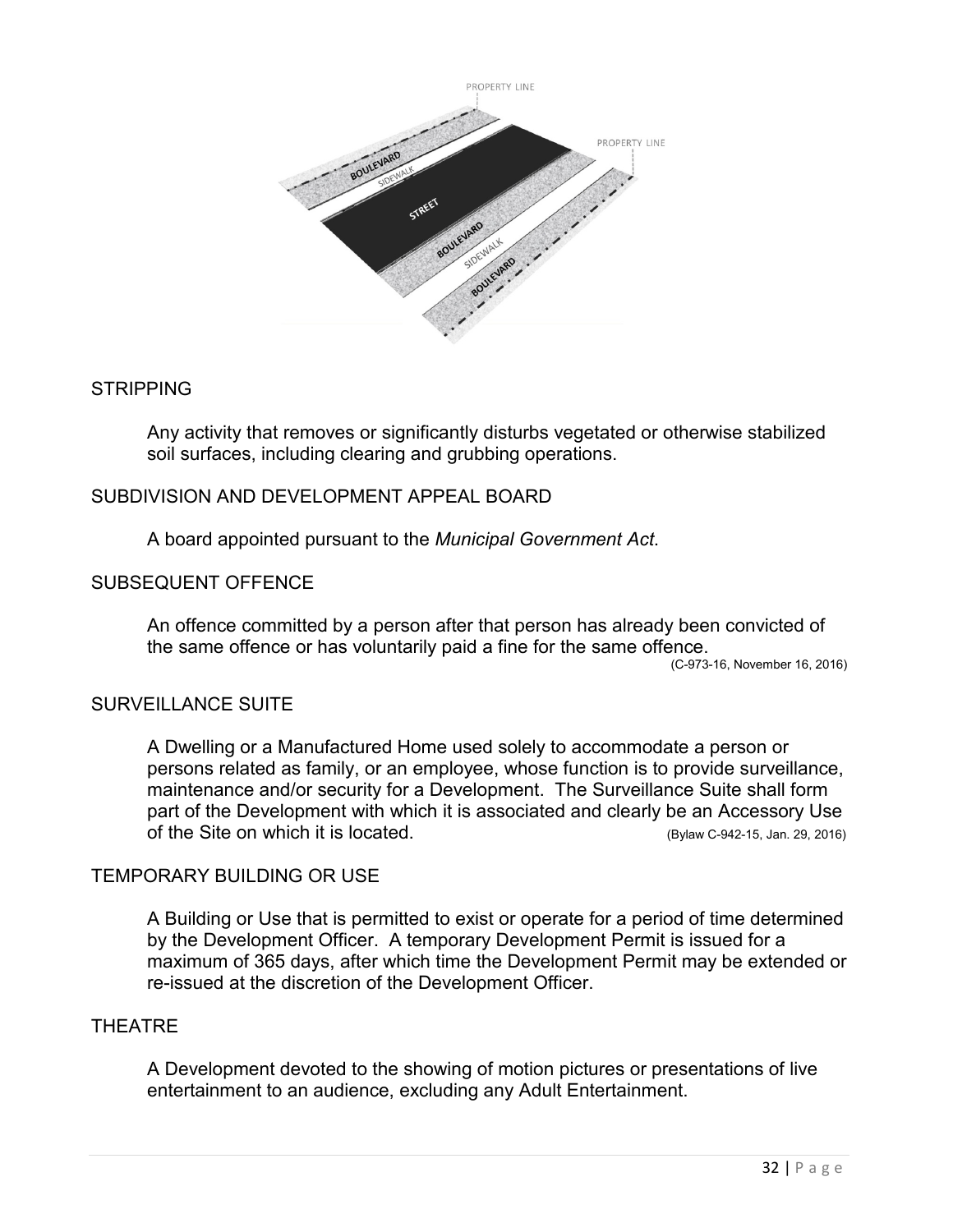## STRIPPING

Any activity that removes or significantly disturbs vegetated or otherwise stabilized soil surfaces, including clearing and grubbing operations.

## SUBDIVISION AND DEVELOPMENT APPEAL BOARD

A board appointed pursuant to the *Municipal Government Act*.

## SUBSEQUENT OFFENCE

An offence committed by a person after that person has already been convicted of the same offence or has voluntarily paid a fine for the same offence.

(C-973-16, November 16, 2016)

## SURVEILLANCE SUITE

A Dwelling or a Manufactured Home used solely to accommodate a person or persons related as family, or an employee, whose function is to provide surveillance, maintenance and/or security for a Development. The Surveillance Suite shall form part of the Development with which it is associated and clearly be an Accessory Use of the Site on which it is located. (Bylaw C-942-15, Jan. 29, 2016)

## TEMPORARY BUILDING OR USE

A Building or Use that is permitted to exist or operate for a period of time determined by the Development Officer. A temporary Development Permit is issued for a maximum of 365 days, after which time the Development Permit may be extended or re-issued at the discretion of the Development Officer.

## THEATRE

A Development devoted to the showing of motion pictures or presentations of live entertainment to an audience, excluding any Adult Entertainment.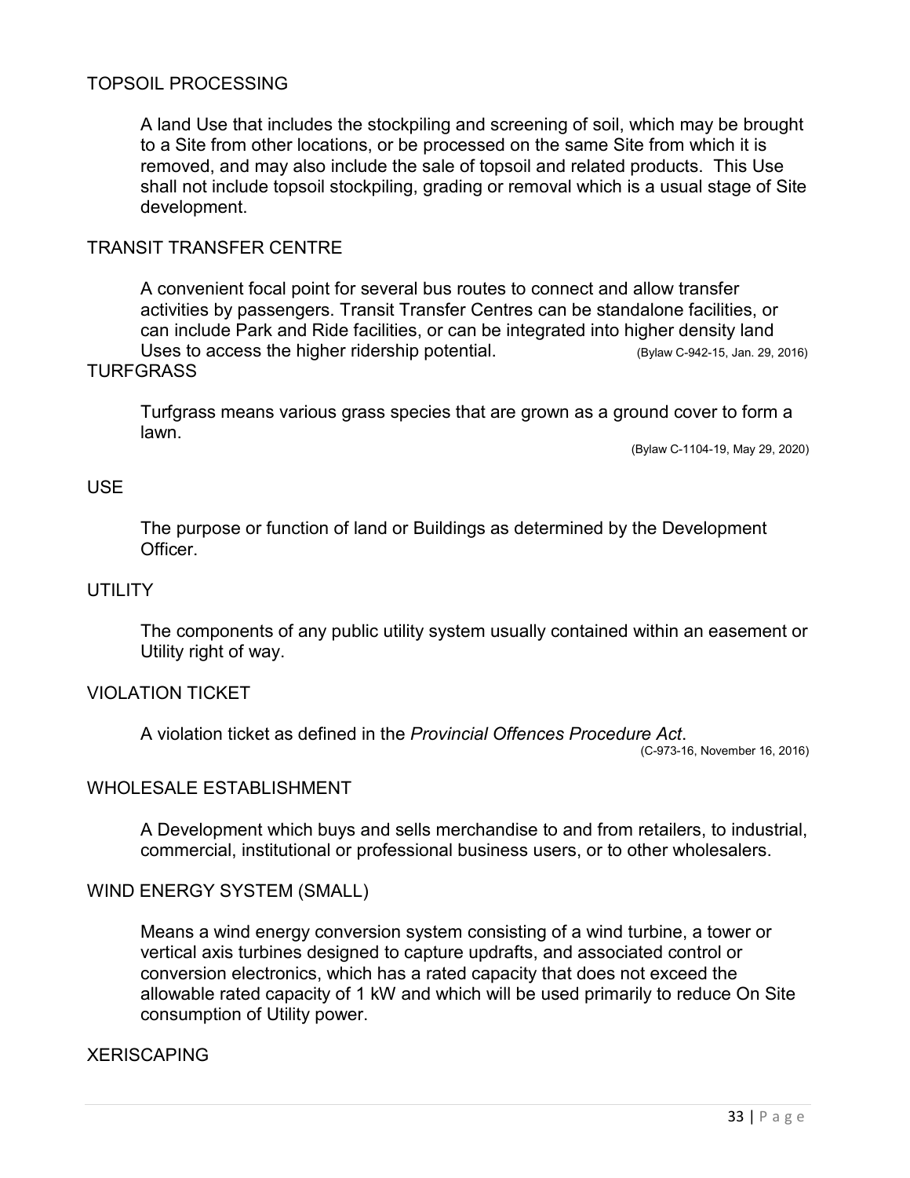## TOPSOIL PROCESSING

A land Use that includes the stockpiling and screening of soil, which may be brought to a Site from other locations, or be processed on the same Site from which it is removed, and may also include the sale of topsoil and related products. This Use shall not include topsoil stockpiling, grading or removal which is a usual stage of Site development.

## TRANSIT TRANSFER CENTRE

A convenient focal point for several bus routes to connect and allow transfer activities by passengers. Transit Transfer Centres can be standalone facilities, or can include Park and Ride facilities, or can be integrated into higher density land Uses to access the higher ridership potential. (Bylaw C-942-15, Jan. 29, 2016)

## TURFGRASS

Turfgrass means various grass species that are grown as a ground cover to form a lawn.

(Bylaw C-1104-19, May 29, 2020)

## USE

The purpose or function of land or Buildings as determined by the Development Officer.

## UTILITY

The components of any public utility system usually contained within an easement or Utility right of way.

## VIOLATION TICKET

A violation ticket as defined in the *Provincial Offences Procedure Act*.

(C-973-16, November 16, 2016)

## WHOLESALE ESTABLISHMENT

A Development which buys and sells merchandise to and from retailers, to industrial, commercial, institutional or professional business users, or to other wholesalers.

## WIND ENERGY SYSTEM (SMALL)

Means a wind energy conversion system consisting of a wind turbine, a tower or vertical axis turbines designed to capture updrafts, and associated control or conversion electronics, which has a rated capacity that does not exceed the allowable rated capacity of 1 kW and which will be used primarily to reduce On Site consumption of Utility power.

## XERISCAPING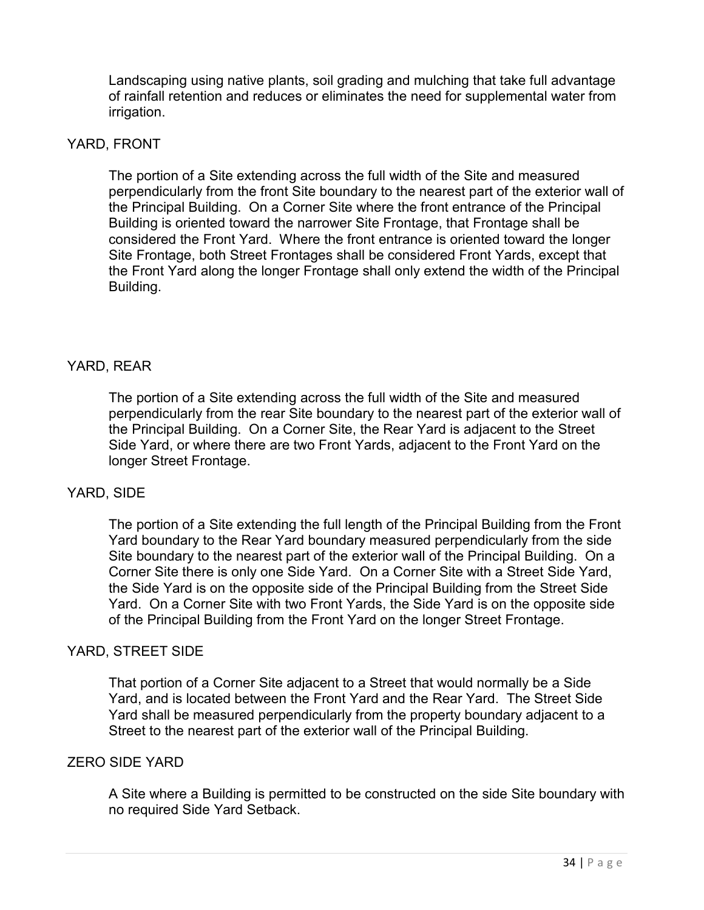Landscaping using native plants, soil grading and mulching that take full advantage of rainfall retention and reduces or eliminates the need for supplemental water from irrigation.

## YARD, FRONT

The portion of a Site extending across the full width of the Site and measured perpendicularly from the front Site boundary to the nearest part of the exterior wall of the Principal Building. On a Corner Site where the front entrance of the Principal Building is oriented toward the narrower Site Frontage, that Frontage shall be considered the Front Yard. Where the front entrance is oriented toward the longer Site Frontage, both Street Frontages shall be considered Front Yards, except that the Front Yard along the longer Frontage shall only extend the width of the Principal Building.

## YARD, REAR

The portion of a Site extending across the full width of the Site and measured perpendicularly from the rear Site boundary to the nearest part of the exterior wall of the Principal Building. On a Corner Site, the Rear Yard is adjacent to the Street Side Yard, or where there are two Front Yards, adjacent to the Front Yard on the longer Street Frontage.

## YARD, SIDE

The portion of a Site extending the full length of the Principal Building from the Front Yard boundary to the Rear Yard boundary measured perpendicularly from the side Site boundary to the nearest part of the exterior wall of the Principal Building. On a Corner Site there is only one Side Yard. On a Corner Site with a Street Side Yard, the Side Yard is on the opposite side of the Principal Building from the Street Side Yard. On a Corner Site with two Front Yards, the Side Yard is on the opposite side of the Principal Building from the Front Yard on the longer Street Frontage.

## YARD, STREET SIDE

That portion of a Corner Site adjacent to a Street that would normally be a Side Yard, and is located between the Front Yard and the Rear Yard. The Street Side Yard shall be measured perpendicularly from the property boundary adjacent to a Street to the nearest part of the exterior wall of the Principal Building.

## ZERO SIDE YARD

A Site where a Building is permitted to be constructed on the side Site boundary with no required Side Yard Setback.